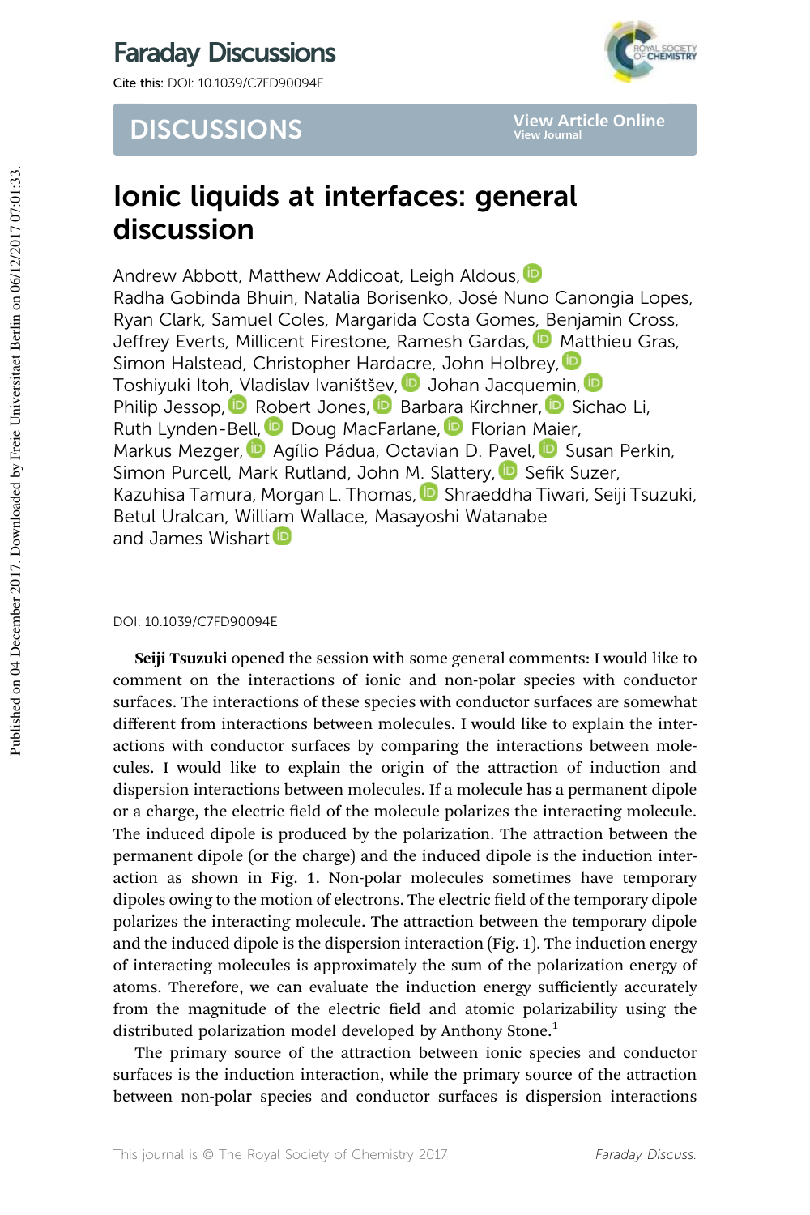# Faraday Discussions

Cite this: DOI: 10.1039/C7FD90094E

## DISCUSSIONS

# Ionic liquids at interfaces: general discussion

Andrew Abbott, Matthew Addicoat, Leigh Aldous, Radha Gobinda Bhuin, Natalia Borisenko, José Nuno Canongia Lopes, Ryan Clark, Samuel Coles, Margarida Costa Gomes, Benjamin Cross, Jeffrey Everts, Millicent Firestone, Ramesh Gardas, Matthieu Gras, Simon Halstead, Christopher Hardacre, John Holbrey, Toshiyuki Itoh, Vladislav Ivaništšev, Johan Jacquemin, Philip Jessop, Robert Jones, Barbara Kirchner, Sichao Li, Ruth Lynden-Bell, Doug MacFarlane, Florian Maier, Markus Mezger, Agílio Pádua, Octavian D. Pavel, Susan Perkin, Simon Purcell, Mark Rutland, John M. Slattery, Sefik Suzer, Kazuhisa Tamura, Morgan L. Thomas, Shraeddha Tiwari, Seiji Tsuzuki, Betul Uralcan, William Wallace, Masayoshi Watanabe and James Wishart

DOI: 10.1039/C7FD90094E

**Seiji Tsuzuki** opened the session with some general comments: I would like to comment on the interactions of ionic and non-polar species with conductor surfaces. The interactions of these species with conductor surfaces are somewhat different from interactions between molecules. I would like to explain the interactions with conductor surfaces by comparing the interactions between molecules. I would like to explain the origin of the attraction of induction and dispersion interactions between molecules. If a molecule has a permanent dipole or a charge, the electric field of the molecule polarizes the interacting molecule. The induced dipole is produced by the polarization. The attraction between the permanent dipole (or the charge) and the induced dipole is the induction interaction as shown in Fig. 1. Non-polar molecules sometimes have temporary dipoles owing to the motion of electrons. The electric field of the temporary dipole polarizes the interacting molecule. The attraction between the temporary dipole and the induced dipole is the dispersion interaction (Fig. 1). The induction energy of interacting molecules is approximately the sum of the polarization energy of atoms. Therefore, we can evaluate the induction energy sufficiently accurately from the magnitude of the electric field and atomic polarizability using the distributed polarization model developed by Anthony Stone.[1]

The primary source of the attraction between ionic species and conductor surfaces is the induction interaction, while the primary source of the attraction between non-polar species and conductor surfaces is dispersion interactions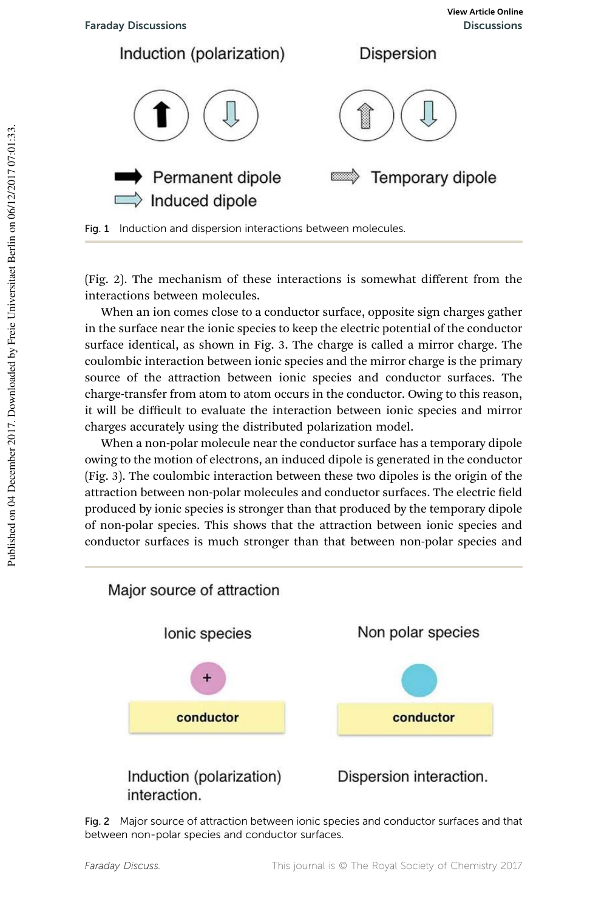Fig. 1 Induction and dispersion interactions between molecules.

(Fig. 2). The mechanism of these interactions is somewhat different from the interactions between molecules.

When an ion comes close to a conductor surface, opposite sign charges gather in the surface near the ionic species to keep the electric potential of the conductor surface identical, as shown in Fig. 3. The charge is called a mirror charge. The coulombic interaction between ionic species and the mirror charge is the primary source of the attraction between ionic species and conductor surfaces. The charge-transfer from atom to atom occurs in the conductor. Owing to this reason, it will be difficult to evaluate the interaction between ionic species and mirror charges accurately using the distributed polarization model.

When a non-polar molecule near the conductor surface has a temporary dipole owing to the motion of electrons, an induced dipole is generated in the conductor (Fig. 3). The coulombic interaction between these two dipoles is the origin of the attraction between non-polar molecules and conductor surfaces. The electric field produced by ionic species is stronger than that produced by the temporary dipole of non-polar species. This shows that the attraction between ionic species and conductor surfaces is much stronger than that between non-polar species and

Fig. 2 Major source of attraction between ionic species and conductor surfaces and that between non-polar species and conductor surfaces.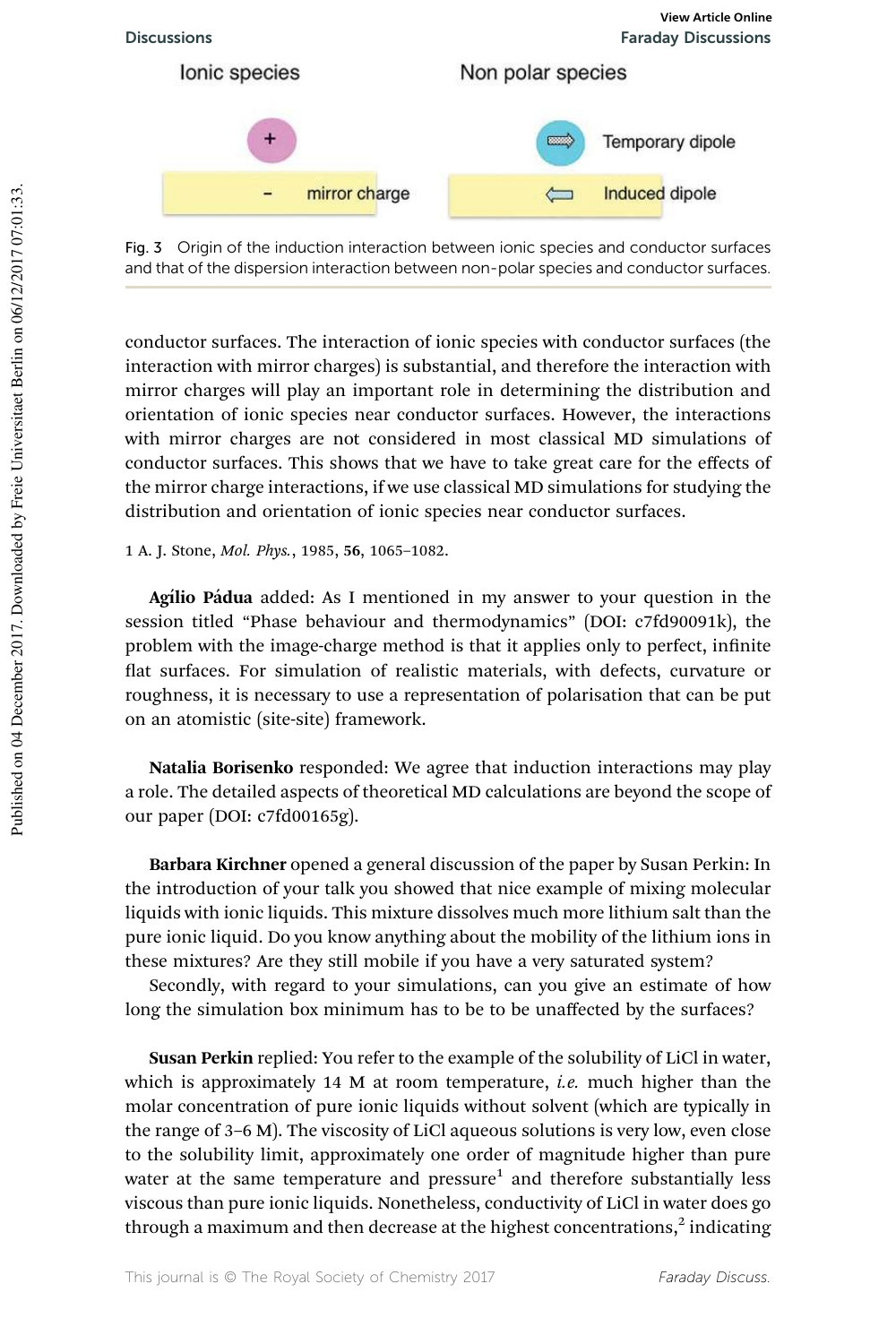Ionic species Non polar species

+ Temporary dipole

\- mirror charge Induced dipole

Fig. 3 Origin of the induction interaction between ionic species and conductor surfaces and that of the dispersion interaction between non-polar species and conductor surfaces.

conductor surfaces. The interaction of ionic species with conductor surfaces (the interaction with mirror charges) is substantial, and therefore the interaction with mirror charges will play an important role in determining the distribution and orientation of ionic species near conductor surfaces. However, the interactions with mirror charges are not considered in most classical MD simulations of conductor surfaces. This shows that we have to take great care for the effects of the mirror charge interactions, if we use classical MD simulations for studying the distribution and orientation of ionic species near conductor surfaces.

1 A. J. Stone, *Mol. Phys.*, 1985, **56**, 1065–1082.

**Agílio Pádua** added: As I mentioned in my answer to your question in the session titled "Phase behaviour and thermodynamics" (DOI: c7fd90091k), the problem with the image-charge method is that it applies only to perfect, infinite flat surfaces. For simulation of realistic materials, with defects, curvature or roughness, it is necessary to use a representation of polarisation that can be put on an atomistic (site-site) framework.

**Natalia Borisenko** responded: We agree that induction interactions may play a role. The detailed aspects of theoretical MD calculations are beyond the scope of our paper (DOI: c7fd00165g).

**Barbara Kirchner** opened a general discussion of the paper by Susan Perkin: In the introduction of your talk you showed that nice example of mixing molecular liquids with ionic liquids. This mixture dissolves much more lithium salt than the pure ionic liquid. Do you know anything about the mobility of the lithium ions in these mixtures? Are they still mobile if you have a very saturated system?

Secondly, with regard to your simulations, can you give an estimate of how long the simulation box minimum has to be to be unaffected by the surfaces?

**Susan Perkin** replied: You refer to the example of the solubility of LiCl in water, which is approximately 14 M at room temperature, *i.e.* much higher than the molar concentration of pure ionic liquids without solvent (which are typically in the range of 3–6 M). The viscosity of LiCl aqueous solutions is very low, even close to the solubility limit, approximately one order of magnitude higher than pure water at the same temperature and pressure[1] and therefore substantially less viscous than pure ionic liquids. Nonetheless, conductivity of LiCl in water does go through a maximum and then decrease at the highest concentrations,[2] indicating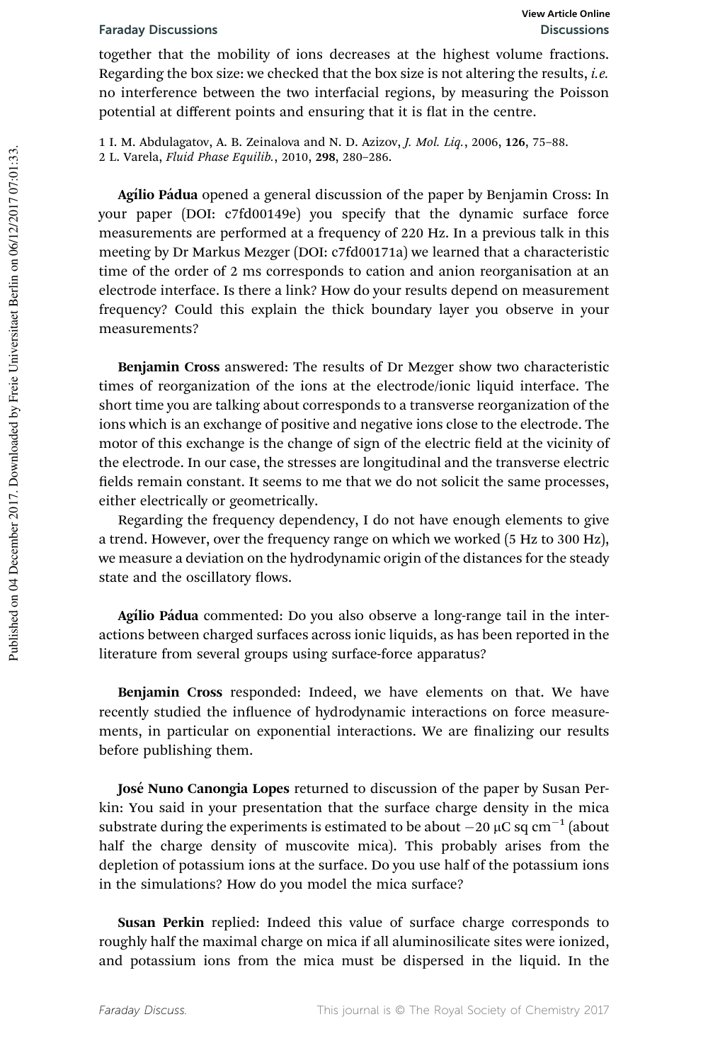together that the mobility of ions decreases at the highest volume fractions. Regarding the box size: we checked that the box size is not altering the results, *i.e.* no interference between the two interfacial regions, by measuring the Poisson potential at different points and ensuring that it is flat in the centre.

1 I. M. Abdulagatov, A. B. Zeinalova and N. D. Azizov, *J. Mol. Liq.*, 2006, **126**, 75–88.
2 L. Varela, *Fluid Phase Equilib.*, 2010, **298**, 280–286.

**Agílio Pádua** opened a general discussion of the paper by Benjamin Cross: In your paper (DOI: c7fd00149e) you specify that the dynamic surface force measurements are performed at a frequency of 220 Hz. In a previous talk in this meeting by Dr Markus Mezger (DOI: c7fd00171a) we learned that a characteristic time of the order of 2 ms corresponds to cation and anion reorganisation at an electrode interface. Is there a link? How do your results depend on measurement frequency? Could this explain the thick boundary layer you observe in your measurements?

**Benjamin Cross** answered: The results of Dr Mezger show two characteristic times of reorganization of the ions at the electrode/ionic liquid interface. The short time you are talking about corresponds to a transverse reorganization of the ions which is an exchange of positive and negative ions close to the electrode. The motor of this exchange is the change of sign of the electric field at the vicinity of the electrode. In our case, the stresses are longitudinal and the transverse electric fields remain constant. It seems to me that we do not solicit the same processes, either electrically or geometrically.

Regarding the frequency dependency, I do not have enough elements to give a trend. However, over the frequency range on which we worked (5 Hz to 300 Hz), we measure a deviation on the hydrodynamic origin of the distances for the steady state and the oscillatory flows.

**Agílio Pádua** commented: Do you also observe a long-range tail in the interactions between charged surfaces across ionic liquids, as has been reported in the literature from several groups using surface-force apparatus?

**Benjamin Cross** responded: Indeed, we have elements on that. We have recently studied the influence of hydrodynamic interactions on force measurements, in particular on exponential interactions. We are finalizing our results before publishing them.

**José Nuno Canongia Lopes** returned to discussion of the paper by Susan Perkin: You said in your presentation that the surface charge density in the mica substrate during the experiments is estimated to be about $-20\ \mu C\ sq\ cm^{-1}$ (about half the charge density of muscovite mica). This probably arises from the depletion of potassium ions at the surface. Do you use half of the potassium ions in the simulations? How do you model the mica surface?

**Susan Perkin** replied: Indeed this value of surface charge corresponds to roughly half the maximal charge on mica if all aluminosilicate sites were ionized, and potassium ions from the mica must be dispersed in the liquid. In the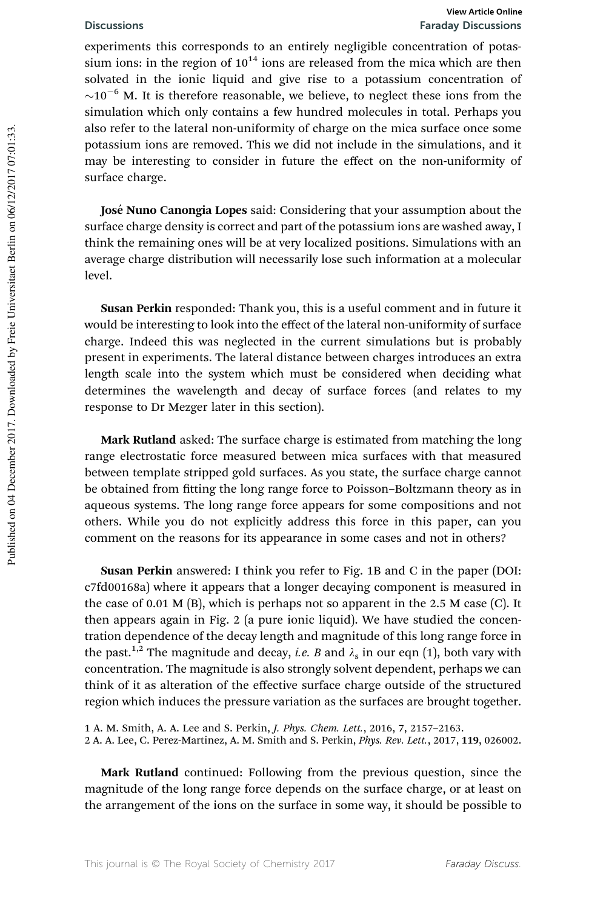experiments this corresponds to an entirely negligible concentration of potassium ions: in the region of $10^{14}$ ions are released from the mica which are then solvated in the ionic liquid and give rise to a potassium concentration of $\sim 10^{-6}$ M. It is therefore reasonable, we believe, to neglect these ions from the simulation which only contains a few hundred molecules in total. Perhaps you also refer to the lateral non-uniformity of charge on the mica surface once some potassium ions are removed. This we did not include in the simulations, and it may be interesting to consider in future the effect on the non-uniformity of surface charge.

**José Nuno Canongia Lopes** said: Considering that your assumption about the surface charge density is correct and part of the potassium ions are washed away, I think the remaining ones will be at very localized positions. Simulations with an average charge distribution will necessarily lose such information at a molecular level.

**Susan Perkin** responded: Thank you, this is a useful comment and in future it would be interesting to look into the effect of the lateral non-uniformity of surface charge. Indeed this was neglected in the current simulations but is probably present in experiments. The lateral distance between charges introduces an extra length scale into the system which must be considered when deciding what determines the wavelength and decay of surface forces (and relates to my response to Dr Mezger later in this section).

**Mark Rutland** asked: The surface charge is estimated from matching the long range electrostatic force measured between mica surfaces with that measured between template stripped gold surfaces. As you state, the surface charge cannot be obtained from fitting the long range force to Poisson–Boltzmann theory as in aqueous systems. The long range force appears for some compositions and not others. While you do not explicitly address this force in this paper, can you comment on the reasons for its appearance in some cases and not in others?

**Susan Perkin** answered: I think you refer to Fig. 1B and C in the paper (DOI: c7fd00168a) where it appears that a longer decaying component is measured in the case of 0.01 M (B), which is perhaps not so apparent in the 2.5 M case (C). It then appears again in Fig. 2 (a pure ionic liquid). We have studied the concentration dependence of the decay length and magnitude of this long range force in the past.[1,2] The magnitude and decay, *i.e.* $B$ and $\lambda_s$ in our eqn (1), both vary with concentration. The magnitude is also strongly solvent dependent, perhaps we can think of it as alteration of the effective surface charge outside of the structured region which induces the pressure variation as the surfaces are brought together.

1 A. M. Smith, A. A. Lee and S. Perkin, *J. Phys. Chem. Lett.*, 2016, **7**, 2157–2163.
2 A. A. Lee, C. Perez-Martinez, A. M. Smith and S. Perkin, *Phys. Rev. Lett.*, 2017, **119**, 026002.

**Mark Rutland** continued: Following from the previous question, since the magnitude of the long range force depends on the surface charge, or at least on the arrangement of the ions on the surface in some way, it should be possible to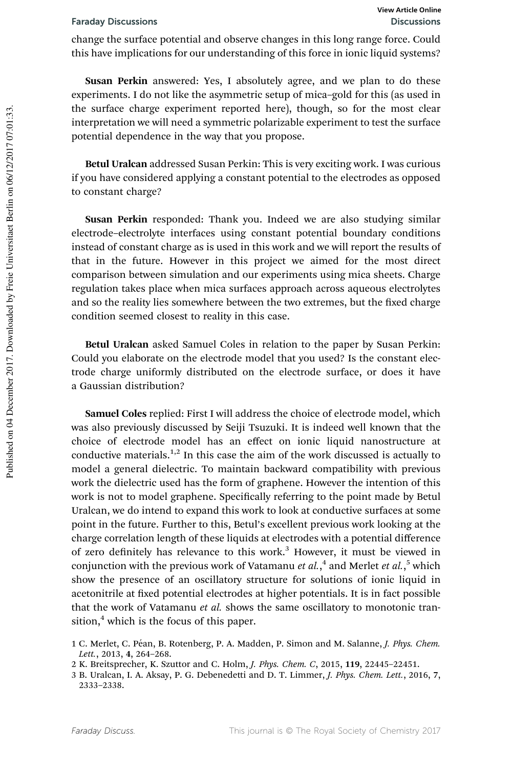change the surface potential and observe changes in this long range force. Could this have implications for our understanding of this force in ionic liquid systems?

**Susan Perkin** answered: Yes, I absolutely agree, and we plan to do these experiments. I do not like the asymmetric setup of mica–gold for this (as used in the surface charge experiment reported here), though, so for the most clear interpretation we will need a symmetric polarizable experiment to test the surface potential dependence in the way that you propose.

**Betul Uralcan** addressed Susan Perkin: This is very exciting work. I was curious if you have considered applying a constant potential to the electrodes as opposed to constant charge?

**Susan Perkin** responded: Thank you. Indeed we are also studying similar electrode–electrolyte interfaces using constant potential boundary conditions instead of constant charge as is used in this work and we will report the results of that in the future. However in this project we aimed for the most direct comparison between simulation and our experiments using mica sheets. Charge regulation takes place when mica surfaces approach across aqueous electrolytes and so the reality lies somewhere between the two extremes, but the fixed charge condition seemed closest to reality in this case.

**Betul Uralcan** asked Samuel Coles in relation to the paper by Susan Perkin: Could you elaborate on the electrode model that you used? Is the constant electrode charge uniformly distributed on the electrode surface, or does it have a Gaussian distribution?

**Samuel Coles** replied: First I will address the choice of electrode model, which was also previously discussed by Seiji Tsuzuki. It is indeed well known that the choice of electrode model has an effect on ionic liquid nanostructure at conductive materials.[1,2] In this case the aim of the work discussed is actually to model a general dielectric. To maintain backward compatibility with previous work the dielectric used has the form of graphene. However the intention of this work is not to model graphene. Specifically referring to the point made by Betul Uralcan, we do intend to expand this work to look at conductive surfaces at some point in the future. Further to this, Betul's excellent previous work looking at the charge correlation length of these liquids at electrodes with a potential difference of zero definitely has relevance to this work.[3] However, it must be viewed in conjunction with the previous work of Vatamanu *et al.*,[4] and Merlet *et al.*,[5] which show the presence of an oscillatory structure for solutions of ionic liquid in acetonitrile at fixed potential electrodes at higher potentials. It is in fact possible that the work of Vatamanu *et al.* shows the same oscillatory to monotonic transition,[4] which is the focus of this paper.

1 C. Merlet, C. Péan, B. Rotenberg, P. A. Madden, P. Simon and M. Salanne, *J. Phys. Chem. Lett.*, 2013, **4**, 264–268.

2 K. Breitsprecher, K. Szuttor and C. Holm, *J. Phys. Chem. C*, 2015, **119**, 22445–22451.

3 B. Uralcan, I. A. Aksay, P. G. Debenedetti and D. T. Limmer, *J. Phys. Chem. Lett.*, 2016, **7**, 2333–2338.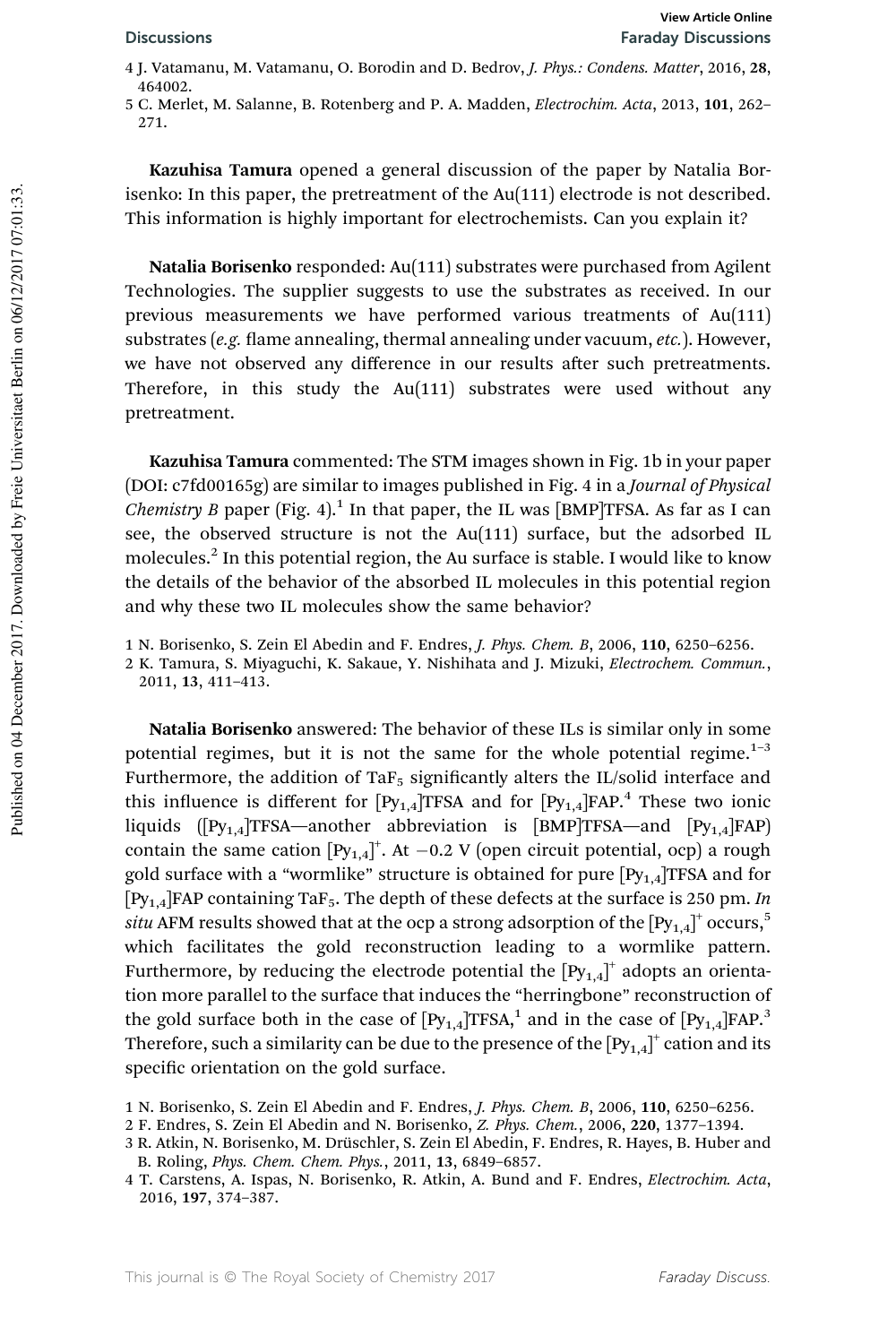4 J. Vatamanu, M. Vatamanu, O. Borodin and D. Bedrov, *J. Phys.: Condens. Matter*, 2016, **28**, 464002.
5 C. Merlet, M. Salanne, B. Rotenberg and P. A. Madden, *Electrochim. Acta*, 2013, **101**, 262–271.

**Kazuhisa Tamura** opened a general discussion of the paper by Natalia Borisenko: In this paper, the pretreatment of the Au(111) electrode is not described. This information is highly important for electrochemists. Can you explain it?

**Natalia Borisenko** responded: Au(111) substrates were purchased from Agilent Technologies. The supplier suggests to use the substrates as received. In our previous measurements we have performed various treatments of Au(111) substrates (*e.g.* flame annealing, thermal annealing under vacuum, *etc.*). However, we have not observed any difference in our results after such pretreatments. Therefore, in this study the Au(111) substrates were used without any pretreatment.

**Kazuhisa Tamura** commented: The STM images shown in Fig. 1b in your paper (DOI: c7fd00165g) are similar to images published in Fig. 4 in a *Journal of Physical Chemistry B* paper (Fig. 4).[1] In that paper, the IL was [BMP]TFSA. As far as I can see, the observed structure is not the Au(111) surface, but the adsorbed IL molecules.[2] In this potential region, the Au surface is stable. I would like to know the details of the behavior of the absorbed IL molecules in this potential region and why these two IL molecules show the same behavior?

1 N. Borisenko, S. Zein El Abedin and F. Endres, *J. Phys. Chem. B*, 2006, **110**, 6250–6256.
2 K. Tamura, S. Miyaguchi, K. Sakaue, Y. Nishihata and J. Mizuki, *Electrochem. Commun.*, 2011, **13**, 411–413.

**Natalia Borisenko** answered: The behavior of these ILs is similar only in some potential regimes, but it is not the same for the whole potential regime.[1–3] Furthermore, the addition of $TaF_5$ significantly alters the IL/solid interface and this influence is different for $[Py_{1,4}]$TFSA and for $[Py_{1,4}]$FAP.[4] These two ionic liquids ($[Py_{1,4}]$TFSA—another abbreviation is [BMP]TFSA—and $[Py_{1,4}]$FAP) contain the same cation $[Py_{1,4}]^+$. At −0.2 V (open circuit potential, ocp) a rough gold surface with a "wormlike" structure is obtained for pure $[Py_{1,4}]$TFSA and for $[Py_{1,4}]$FAP containing $TaF_5$. The depth of these defects at the surface is 250 pm. *In situ* AFM results showed that at the ocp a strong adsorption of the $[Py_{1,4}]^+$ occurs,[5] which facilitates the gold reconstruction leading to a wormlike pattern. Furthermore, by reducing the electrode potential the $[Py_{1,4}]^+$ adopts an orientation more parallel to the surface that induces the "herringbone" reconstruction of the gold surface both in the case of $[Py_{1,4}]$TFSA,[1] and in the case of $[Py_{1,4}]$FAP.[3] Therefore, such a similarity can be due to the presence of the $[Py_{1,4}]^+$ cation and its specific orientation on the gold surface.

1 N. Borisenko, S. Zein El Abedin and F. Endres, *J. Phys. Chem. B*, 2006, **110**, 6250–6256.
2 F. Endres, S. Zein El Abedin and N. Borisenko, *Z. Phys. Chem.*, 2006, **220**, 1377–1394.
3 R. Atkin, N. Borisenko, M. Drüschler, S. Zein El Abedin, F. Endres, R. Hayes, B. Huber and B. Roling, *Phys. Chem. Chem. Phys.*, 2011, **13**, 6849–6857.
4 T. Carstens, A. Ispas, N. Borisenko, R. Atkin, A. Bund and F. Endres, *Electrochim. Acta*, 2016, **197**, 374–387.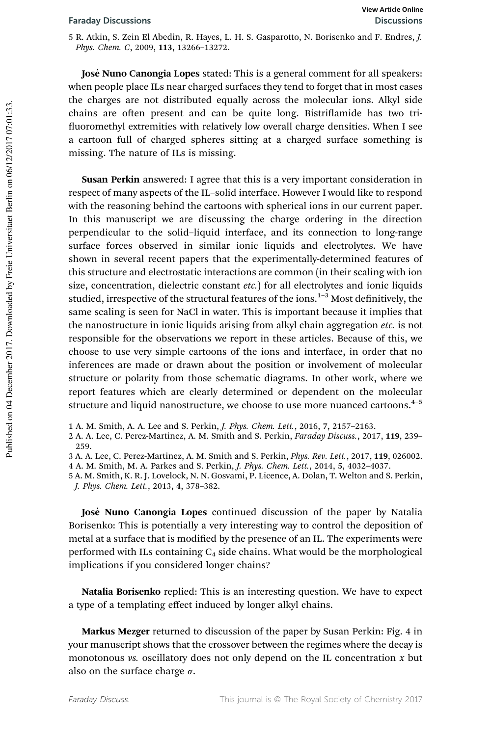5 R. Atkin, S. Zein El Abedin, R. Hayes, L. H. S. Gasparotto, N. Borisenko and F. Endres, *J. Phys. Chem. C*, 2009, **113**, 13266–13272.

**José Nuno Canongia Lopes** stated: This is a general comment for all speakers: when people place ILs near charged surfaces they tend to forget that in most cases the charges are not distributed equally across the molecular ions. Alkyl side chains are often present and can be quite long. Bistriflamide has two trifluoromethyl extremities with relatively low overall charge densities. When I see a cartoon full of charged spheres sitting at a charged surface something is missing. The nature of ILs is missing.

**Susan Perkin** answered: I agree that this is a very important consideration in respect of many aspects of the IL–solid interface. However I would like to respond with the reasoning behind the cartoons with spherical ions in our current paper. In this manuscript we are discussing the charge ordering in the direction perpendicular to the solid–liquid interface, and its connection to long-range surface forces observed in similar ionic liquids and electrolytes. We have shown in several recent papers that the experimentally-determined features of this structure and electrostatic interactions are common (in their scaling with ion size, concentration, dielectric constant *etc.*) for all electrolytes and ionic liquids studied, irrespective of the structural features of the ions.[1–3] Most definitively, the same scaling is seen for NaCl in water. This is important because it implies that the nanostructure in ionic liquids arising from alkyl chain aggregation *etc.* is not responsible for the observations we report in these articles. Because of this, we choose to use very simple cartoons of the ions and interface, in order that no inferences are made or drawn about the position or involvement of molecular structure or polarity from those schematic diagrams. In other work, where we report features which are clearly determined or dependent on the molecular structure and liquid nanostructure, we choose to use more nuanced cartoons.[4–5]

1 A. M. Smith, A. A. Lee and S. Perkin, *J. Phys. Chem. Lett.*, 2016, **7**, 2157–2163.
2 A. A. Lee, C. Perez-Martinez, A. M. Smith and S. Perkin, *Faraday Discuss.*, 2017, **119**, 239–259.
3 A. A. Lee, C. Perez-Martinez, A. M. Smith and S. Perkin, *Phys. Rev. Lett.*, 2017, **119**, 026002.
4 A. M. Smith, M. A. Parkes and S. Perkin, *J. Phys. Chem. Lett.*, 2014, **5**, 4032–4037.
5 A. M. Smith, K. R. J. Lovelock, N. N. Gosvami, P. Licence, A. Dolan, T. Welton and S. Perkin, *J. Phys. Chem. Lett.*, 2013, **4**, 378–382.

**José Nuno Canongia Lopes** continued discussion of the paper by Natalia Borisenko: This is potentially a very interesting way to control the deposition of metal at a surface that is modified by the presence of an IL. The experiments were performed with ILs containing $C_4$ side chains. What would be the morphological implications if you considered longer chains?

**Natalia Borisenko** replied: This is an interesting question. We have to expect a type of a templating effect induced by longer alkyl chains.

**Markus Mezger** returned to discussion of the paper by Susan Perkin: Fig. 4 in your manuscript shows that the crossover between the regimes where the decay is monotonous *vs.* oscillatory does not only depend on the IL concentration $x$ but also on the surface charge $\sigma$.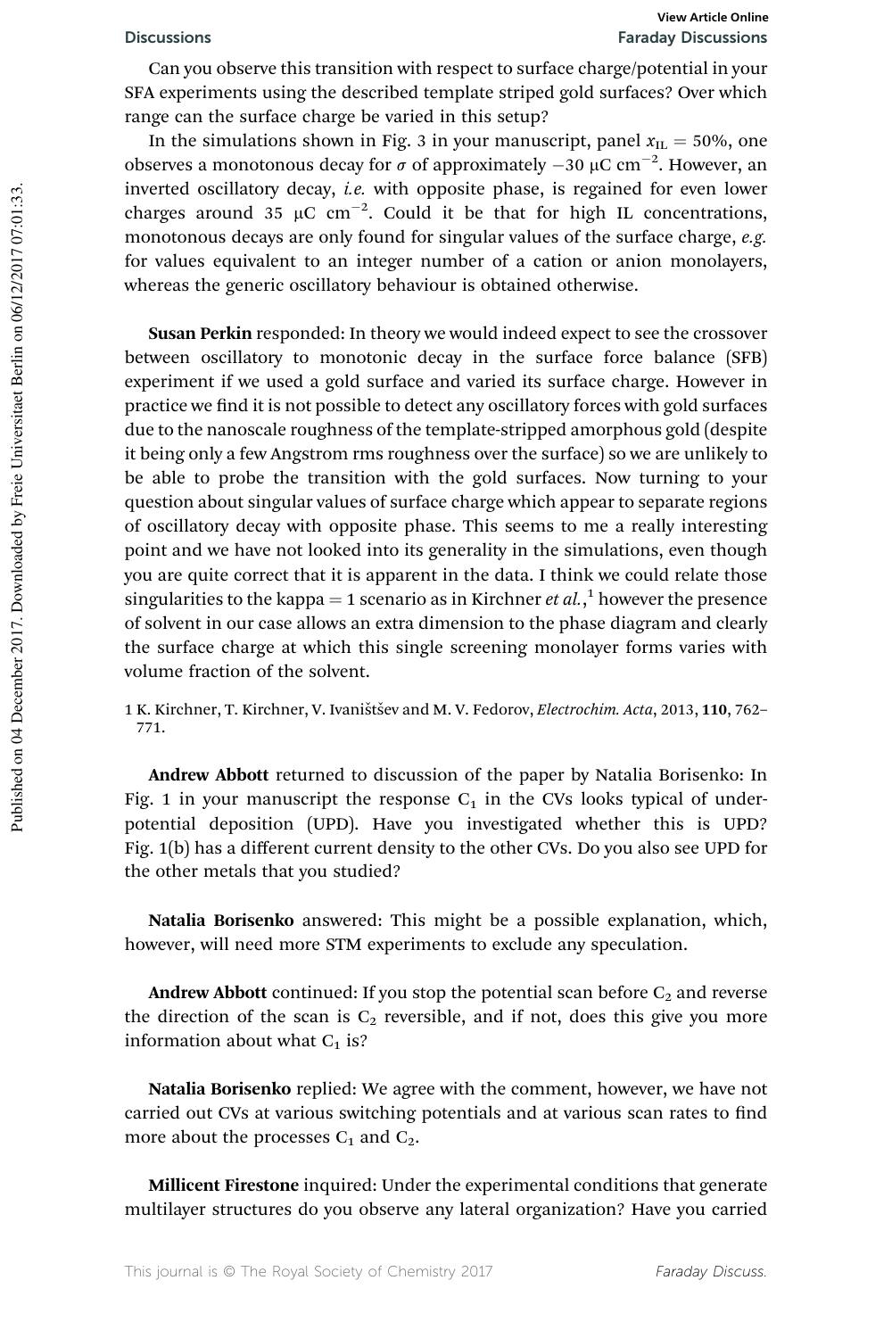Can you observe this transition with respect to surface charge/potential in your SFA experiments using the described template striped gold surfaces? Over which range can the surface charge be varied in this setup?

In the simulations shown in Fig. 3 in your manuscript, panel $x_{IL} = 50\%$, one observes a monotonous decay for $\sigma$ of approximately $-30\ \mu C\ cm^{-2}$. However, an inverted oscillatory decay, *i.e.* with opposite phase, is regained for even lower charges around $35\ \mu C\ cm^{-2}$. Could it be that for high IL concentrations, monotonous decays are only found for singular values of the surface charge, *e.g.* for values equivalent to an integer number of a cation or anion monolayers, whereas the generic oscillatory behaviour is obtained otherwise.

**Susan Perkin** responded: In theory we would indeed expect to see the crossover between oscillatory to monotonic decay in the surface force balance (SFB) experiment if we used a gold surface and varied its surface charge. However in practice we find it is not possible to detect any oscillatory forces with gold surfaces due to the nanoscale roughness of the template-stripped amorphous gold (despite it being only a few Angstrom rms roughness over the surface) so we are unlikely to be able to probe the transition with the gold surfaces. Now turning to your question about singular values of surface charge which appear to separate regions of oscillatory decay with opposite phase. This seems to me a really interesting point and we have not looked into its generality in the simulations, even though you are quite correct that it is apparent in the data. I think we could relate those singularities to the kappa = 1 scenario as in Kirchner *et al.*,[1] however the presence of solvent in our case allows an extra dimension to the phase diagram and clearly the surface charge at which this single screening monolayer forms varies with volume fraction of the solvent.

1 K. Kirchner, T. Kirchner, V. Ivaništšev and M. V. Fedorov, *Electrochim. Acta*, 2013, **110**, 762–771.

**Andrew Abbott** returned to discussion of the paper by Natalia Borisenko: In Fig. 1 in your manuscript the response $C_1$ in the CVs looks typical of underpotential deposition (UPD). Have you investigated whether this is UPD? Fig. 1(b) has a different current density to the other CVs. Do you also see UPD for the other metals that you studied?

**Natalia Borisenko** answered: This might be a possible explanation, which, however, will need more STM experiments to exclude any speculation.

**Andrew Abbott** continued: If you stop the potential scan before $C_2$ and reverse the direction of the scan is $C_2$ reversible, and if not, does this give you more information about what $C_1$ is?

**Natalia Borisenko** replied: We agree with the comment, however, we have not carried out CVs at various switching potentials and at various scan rates to find more about the processes $C_1$ and $C_2$.

**Millicent Firestone** inquired: Under the experimental conditions that generate multilayer structures do you observe any lateral organization? Have you carried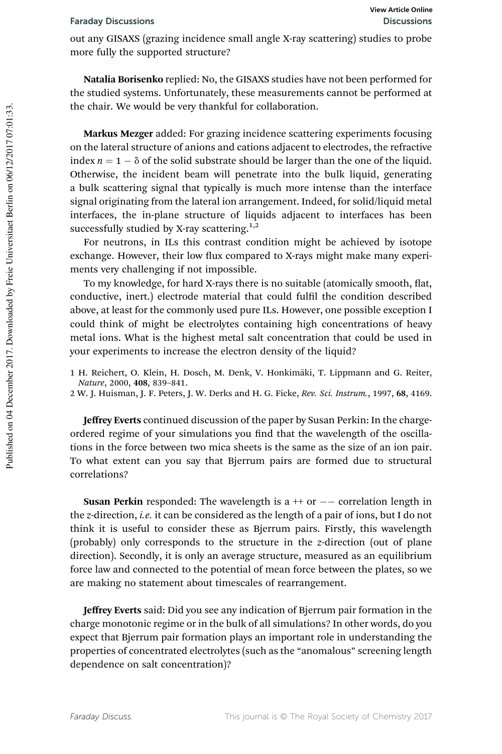out any GISAXS (grazing incidence small angle X-ray scattering) studies to probe more fully the supported structure?

**Natalia Borisenko** replied: No, the GISAXS studies have not been performed for the studied systems. Unfortunately, these measurements cannot be performed at the chair. We would be very thankful for collaboration.

**Markus Mezger** added: For grazing incidence scattering experiments focusing on the lateral structure of anions and cations adjacent to electrodes, the refractive index $n = 1 - \delta$ of the solid substrate should be larger than the one of the liquid. Otherwise, the incident beam will penetrate into the bulk liquid, generating a bulk scattering signal that typically is much more intense than the interface signal originating from the lateral ion arrangement. Indeed, for solid/liquid metal interfaces, the in-plane structure of liquids adjacent to interfaces has been successfully studied by X-ray scattering.[1,2]

For neutrons, in ILs this contrast condition might be achieved by isotope exchange. However, their low flux compared to X-rays might make many experiments very challenging if not impossible.

To my knowledge, for hard X-rays there is no suitable (atomically smooth, flat, conductive, inert.) electrode material that could fulfil the condition described above, at least for the commonly used pure ILs. However, one possible exception I could think of might be electrolytes containing high concentrations of heavy metal ions. What is the highest metal salt concentration that could be used in your experiments to increase the electron density of the liquid?

1 H. Reichert, O. Klein, H. Dosch, M. Denk, V. Honkimäki, T. Lippmann and G. Reiter, *Nature*, 2000, **408**, 839–841.

2 W. J. Huisman, J. F. Peters, J. W. Derks and H. G. Ficke, *Rev. Sci. Instrum.*, 1997, **68**, 4169.

**Jeffrey Everts** continued discussion of the paper by Susan Perkin: In the charge-ordered regime of your simulations you find that the wavelength of the oscillations in the force between two mica sheets is the same as the size of an ion pair. To what extent can you say that Bjerrum pairs are formed due to structural correlations?

**Susan Perkin** responded: The wavelength is a ++ or −− correlation length in the *z*-direction, *i.e.* it can be considered as the length of a pair of ions, but I do not think it is useful to consider these as Bjerrum pairs. Firstly, this wavelength (probably) only corresponds to the structure in the *z*-direction (out of plane direction). Secondly, it is only an average structure, measured as an equilibrium force law and connected to the potential of mean force between the plates, so we are making no statement about timescales of rearrangement.

**Jeffrey Everts** said: Did you see any indication of Bjerrum pair formation in the charge monotonic regime or in the bulk of all simulations? In other words, do you expect that Bjerrum pair formation plays an important role in understanding the properties of concentrated electrolytes (such as the "anomalous" screening length dependence on salt concentration)?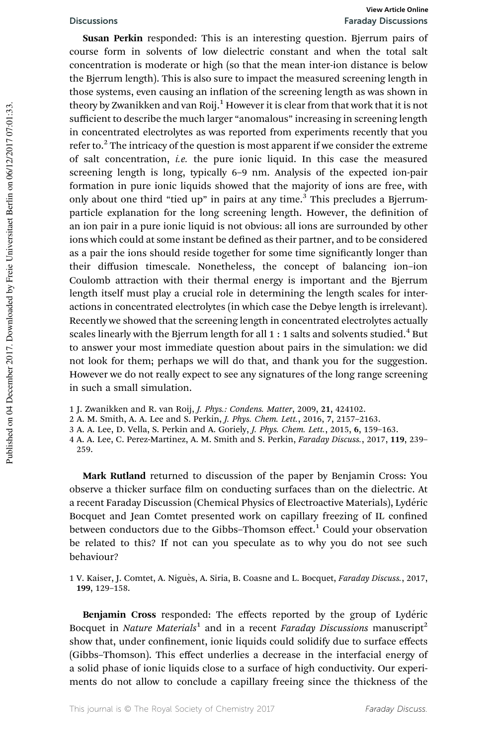**Susan Perkin** responded: This is an interesting question. Bjerrum pairs of course form in solvents of low dielectric constant and when the total salt concentration is moderate or high (so that the mean inter-ion distance is below the Bjerrum length). This is also sure to impact the measured screening length in those systems, even causing an inflation of the screening length as was shown in theory by Zwanikken and van Roij.[1] However it is clear from that work that it is not sufficient to describe the much larger "anomalous" increasing in screening length in concentrated electrolytes as was reported from experiments recently that you refer to.[2] The intricacy of the question is most apparent if we consider the extreme of salt concentration, *i.e.* the pure ionic liquid. In this case the measured screening length is long, typically 6–9 nm. Analysis of the expected ion-pair formation in pure ionic liquids showed that the majority of ions are free, with only about one third "tied up" in pairs at any time.[3] This precludes a Bjerrum-particle explanation for the long screening length. However, the definition of an ion pair in a pure ionic liquid is not obvious: all ions are surrounded by other ions which could at some instant be defined as their partner, and to be considered as a pair the ions should reside together for some time significantly longer than their diffusion timescale. Nonetheless, the concept of balancing ion–ion Coulomb attraction with their thermal energy is important and the Bjerrum length itself must play a crucial role in determining the length scales for interactions in concentrated electrolytes (in which case the Debye length is irrelevant). Recently we showed that the screening length in concentrated electrolytes actually scales linearly with the Bjerrum length for all 1 : 1 salts and solvents studied.[4] But to answer your most immediate question about pairs in the simulation: we did not look for them; perhaps we will do that, and thank you for the suggestion. However we do not really expect to see any signatures of the long range screening in such a small simulation.

1 J. Zwanikken and R. van Roij, *J. Phys.: Condens. Matter*, 2009, **21**, 424102.
2 A. M. Smith, A. A. Lee and S. Perkin, *J. Phys. Chem. Lett.*, 2016, **7**, 2157–2163.
3 A. A. Lee, D. Vella, S. Perkin and A. Goriely, *J. Phys. Chem. Lett.*, 2015, **6**, 159–163.
4 A. A. Lee, C. Perez-Martinez, A. M. Smith and S. Perkin, *Faraday Discuss.*, 2017, **119**, 239–259.

**Mark Rutland** returned to discussion of the paper by Benjamin Cross: You observe a thicker surface film on conducting surfaces than on the dielectric. At a recent Faraday Discussion (Chemical Physics of Electroactive Materials), Lydéric Bocquet and Jean Comtet presented work on capillary freezing of IL confined between conductors due to the Gibbs–Thomson effect.[1] Could your observation be related to this? If not can you speculate as to why you do not see such behaviour?

1 V. Kaiser, J. Comtet, A. Niguès, A. Siria, B. Coasne and L. Bocquet, *Faraday Discuss.*, 2017, **199**, 129–158.

**Benjamin Cross** responded: The effects reported by the group of Lydéric Bocquet in *Nature Materials*[1] and in a recent *Faraday Discussions* manuscript[2] show that, under confinement, ionic liquids could solidify due to surface effects (Gibbs–Thomson). This effect underlies a decrease in the interfacial energy of a solid phase of ionic liquids close to a surface of high conductivity. Our experiments do not allow to conclude a capillary freeing since the thickness of the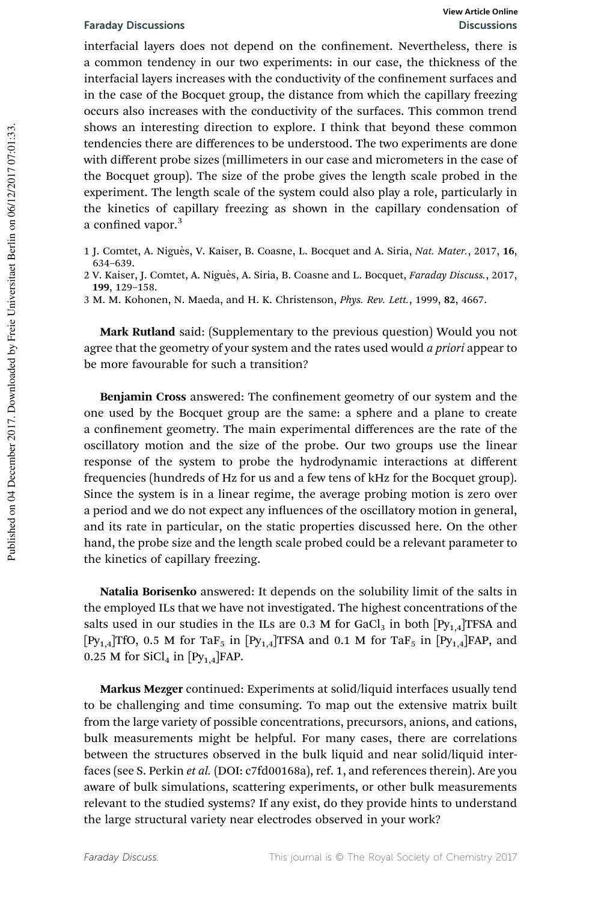interfacial layers does not depend on the confinement. Nevertheless, there is a common tendency in our two experiments: in our case, the thickness of the interfacial layers increases with the conductivity of the confinement surfaces and in the case of the Bocquet group, the distance from which the capillary freezing occurs also increases with the conductivity of the surfaces. This common trend shows an interesting direction to explore. I think that beyond these common tendencies there are differences to be understood. The two experiments are done with different probe sizes (millimeters in our case and micrometers in the case of the Bocquet group). The size of the probe gives the length scale probed in the experiment. The length scale of the system could also play a role, particularly in the kinetics of capillary freezing as shown in the capillary condensation of a confined vapor.[3]

1 J. Comtet, A. Niguès, V. Kaiser, B. Coasne, L. Bocquet and A. Siria, *Nat. Mater.*, 2017, **16**, 634–639.

2 V. Kaiser, J. Comtet, A. Niguès, A. Siria, B. Coasne and L. Bocquet, *Faraday Discuss.*, 2017, **199**, 129–158.

3 M. M. Kohonen, N. Maeda, and H. K. Christenson, *Phys. Rev. Lett.*, 1999, **82**, 4667.

**Mark Rutland** said: (Supplementary to the previous question) Would you not agree that the geometry of your system and the rates used would *a priori* appear to be more favourable for such a transition?

**Benjamin Cross** answered: The confinement geometry of our system and the one used by the Bocquet group are the same: a sphere and a plane to create a confinement geometry. The main experimental differences are the rate of the oscillatory motion and the size of the probe. Our two groups use the linear response of the system to probe the hydrodynamic interactions at different frequencies (hundreds of Hz for us and a few tens of kHz for the Bocquet group). Since the system is in a linear regime, the average probing motion is zero over a period and we do not expect any influences of the oscillatory motion in general, and its rate in particular, on the static properties discussed here. On the other hand, the probe size and the length scale probed could be a relevant parameter to the kinetics of capillary freezing.

**Natalia Borisenko** answered: It depends on the solubility limit of the salts in the employed ILs that we have not investigated. The highest concentrations of the salts used in our studies in the ILs are 0.3 M for $GaCl_3$ in both $[Py_{1,4}]$TFSA and $[Py_{1,4}]$TfO, 0.5 M for $TaF_5$ in $[Py_{1,4}]$TFSA and 0.1 M for $TaF_5$ in $[Py_{1,4}]$FAP, and 0.25 M for $SiCl_4$ in $[Py_{1,4}]$FAP.

**Markus Mezger** continued: Experiments at solid/liquid interfaces usually tend to be challenging and time consuming. To map out the extensive matrix built from the large variety of possible concentrations, precursors, anions, and cations, bulk measurements might be helpful. For many cases, there are correlations between the structures observed in the bulk liquid and near solid/liquid interfaces (see S. Perkin *et al.* (DOI: c7fd00168a), ref. 1, and references therein). Are you aware of bulk simulations, scattering experiments, or other bulk measurements relevant to the studied systems? If any exist, do they provide hints to understand the large structural variety near electrodes observed in your work?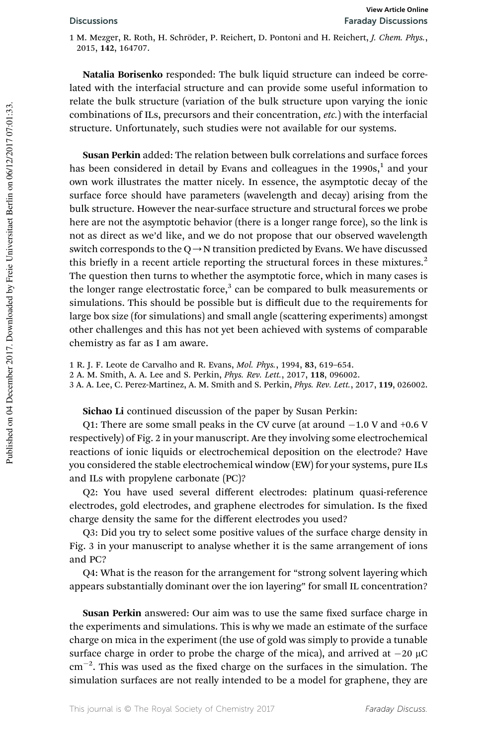1 M. Mezger, R. Roth, H. Schröder, P. Reichert, D. Pontoni and H. Reichert, *J. Chem. Phys.*, 2015, **142**, 164707.

**Natalia Borisenko** responded: The bulk liquid structure can indeed be correlated with the interfacial structure and can provide some useful information to relate the bulk structure (variation of the bulk structure upon varying the ionic combinations of ILs, precursors and their concentration, *etc.*) with the interfacial structure. Unfortunately, such studies were not available for our systems.

**Susan Perkin** added: The relation between bulk correlations and surface forces has been considered in detail by Evans and colleagues in the 1990s,[1] and your own work illustrates the matter nicely. In essence, the asymptotic decay of the surface force should have parameters (wavelength and decay) arising from the bulk structure. However the near-surface structure and structural forces we probe here are not the asymptotic behavior (there is a longer range force), so the link is not as direct as we'd like, and we do not propose that our observed wavelength switch corresponds to the Q → N transition predicted by Evans. We have discussed this briefly in a recent article reporting the structural forces in these mixtures.[2] The question then turns to whether the asymptotic force, which in many cases is the longer range electrostatic force,[3] can be compared to bulk measurements or simulations. This should be possible but is difficult due to the requirements for large box size (for simulations) and small angle (scattering experiments) amongst other challenges and this has not yet been achieved with systems of comparable chemistry as far as I am aware.

1 R. J. F. Leote de Carvalho and R. Evans, *Mol. Phys.*, 1994, **83**, 619–654.
2 A. M. Smith, A. A. Lee and S. Perkin, *Phys. Rev. Lett.*, 2017, **118**, 096002.
3 A. A. Lee, C. Perez-Martinez, A. M. Smith and S. Perkin, *Phys. Rev. Lett.*, 2017, **119**, 026002.

**Sichao Li** continued discussion of the paper by Susan Perkin:

Q1: There are some small peaks in the CV curve (at around −1.0 V and +0.6 V respectively) of Fig. 2 in your manuscript. Are they involving some electrochemical reactions of ionic liquids or electrochemical deposition on the electrode? Have you considered the stable electrochemical window (EW) for your systems, pure ILs and ILs with propylene carbonate (PC)?

Q2: You have used several different electrodes: platinum quasi-reference electrodes, gold electrodes, and graphene electrodes for simulation. Is the fixed charge density the same for the different electrodes you used?

Q3: Did you try to select some positive values of the surface charge density in Fig. 3 in your manuscript to analyse whether it is the same arrangement of ions and PC?

Q4: What is the reason for the arrangement for "strong solvent layering which appears substantially dominant over the ion layering" for small IL concentration?

**Susan Perkin** answered: Our aim was to use the same fixed surface charge in the experiments and simulations. This is why we made an estimate of the surface charge on mica in the experiment (the use of gold was simply to provide a tunable surface charge in order to probe the charge of the mica), and arrived at −20 μC cm$^{-2}$. This was used as the fixed charge on the surfaces in the simulation. The simulation surfaces are not really intended to be a model for graphene, they are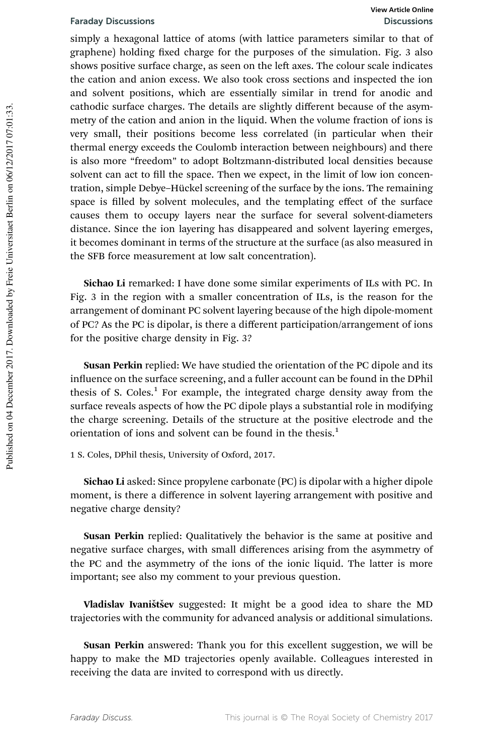simply a hexagonal lattice of atoms (with lattice parameters similar to that of graphene) holding fixed charge for the purposes of the simulation. Fig. 3 also shows positive surface charge, as seen on the left axes. The colour scale indicates the cation and anion excess. We also took cross sections and inspected the ion and solvent positions, which are essentially similar in trend for anodic and cathodic surface charges. The details are slightly different because of the asymmetry of the cation and anion in the liquid. When the volume fraction of ions is very small, their positions become less correlated (in particular when their thermal energy exceeds the Coulomb interaction between neighbours) and there is also more "freedom" to adopt Boltzmann-distributed local densities because solvent can act to fill the space. Then we expect, in the limit of low ion concentration, simple Debye–Hückel screening of the surface by the ions. The remaining space is filled by solvent molecules, and the templating effect of the surface causes them to occupy layers near the surface for several solvent-diameters distance. Since the ion layering has disappeared and solvent layering emerges, it becomes dominant in terms of the structure at the surface (as also measured in the SFB force measurement at low salt concentration).

**Sichao Li** remarked: I have done some similar experiments of ILs with PC. In Fig. 3 in the region with a smaller concentration of ILs, is the reason for the arrangement of dominant PC solvent layering because of the high dipole-moment of PC? As the PC is dipolar, is there a different participation/arrangement of ions for the positive charge density in Fig. 3?

**Susan Perkin** replied: We have studied the orientation of the PC dipole and its influence on the surface screening, and a fuller account can be found in the DPhil thesis of S. Coles.[1] For example, the integrated charge density away from the surface reveals aspects of how the PC dipole plays a substantial role in modifying the charge screening. Details of the structure at the positive electrode and the orientation of ions and solvent can be found in the thesis.[1]

1 S. Coles, DPhil thesis, University of Oxford, 2017.

**Sichao Li** asked: Since propylene carbonate (PC) is dipolar with a higher dipole moment, is there a difference in solvent layering arrangement with positive and negative charge density?

**Susan Perkin** replied: Qualitatively the behavior is the same at positive and negative surface charges, with small differences arising from the asymmetry of the PC and the asymmetry of the ions of the ionic liquid. The latter is more important; see also my comment to your previous question.

**Vladislav Ivaništšev** suggested: It might be a good idea to share the MD trajectories with the community for advanced analysis or additional simulations.

**Susan Perkin** answered: Thank you for this excellent suggestion, we will be happy to make the MD trajectories openly available. Colleagues interested in receiving the data are invited to correspond with us directly.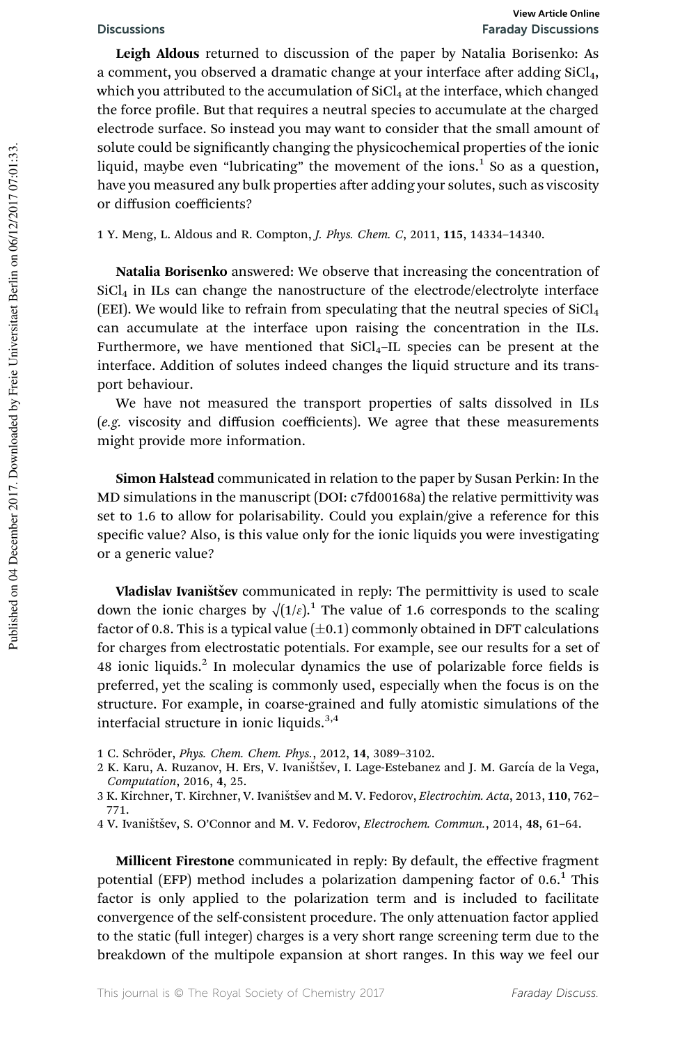**Leigh Aldous** returned to discussion of the paper by Natalia Borisenko: As a comment, you observed a dramatic change at your interface after adding $SiCl_4$, which you attributed to the accumulation of $SiCl_4$ at the interface, which changed the force profile. But that requires a neutral species to accumulate at the charged electrode surface. So instead you may want to consider that the small amount of solute could be significantly changing the physicochemical properties of the ionic liquid, maybe even "lubricating" the movement of the ions.[1] So as a question, have you measured any bulk properties after adding your solutes, such as viscosity or diffusion coefficients?

1 Y. Meng, L. Aldous and R. Compton, *J. Phys. Chem. C*, 2011, **115**, 14334–14340.

**Natalia Borisenko** answered: We observe that increasing the concentration of $SiCl_4$ in ILs can change the nanostructure of the electrode/electrolyte interface (EEI). We would like to refrain from speculating that the neutral species of $SiCl_4$ can accumulate at the interface upon raising the concentration in the ILs. Furthermore, we have mentioned that $SiCl_4$–IL species can be present at the interface. Addition of solutes indeed changes the liquid structure and its transport behaviour.

We have not measured the transport properties of salts dissolved in ILs (*e.g.* viscosity and diffusion coefficients). We agree that these measurements might provide more information.

**Simon Halstead** communicated in relation to the paper by Susan Perkin: In the MD simulations in the manuscript (DOI: c7fd00168a) the relative permittivity was set to 1.6 to allow for polarisability. Could you explain/give a reference for this specific value? Also, is this value only for the ionic liquids you were investigating or a generic value?

**Vladislav Ivaništšev** communicated in reply: The permittivity is used to scale down the ionic charges by $\sqrt{(1/\varepsilon)}$.[1] The value of 1.6 corresponds to the scaling factor of 0.8. This is a typical value ($\pm 0.1$) commonly obtained in DFT calculations for charges from electrostatic potentials. For example, see our results for a set of 48 ionic liquids.[2] In molecular dynamics the use of polarizable force fields is preferred, yet the scaling is commonly used, especially when the focus is on the structure. For example, in coarse-grained and fully atomistic simulations of the interfacial structure in ionic liquids.[3,4]

1 C. Schröder, *Phys. Chem. Chem. Phys.*, 2012, **14**, 3089–3102.
2 K. Karu, A. Ruzanov, H. Ers, V. Ivaništšev, I. Lage-Estebanez and J. M. García de la Vega, *Computation*, 2016, **4**, 25.
3 K. Kirchner, T. Kirchner, V. Ivaništšev and M. V. Fedorov, *Electrochim. Acta*, 2013, **110**, 762–771.
4 V. Ivaništšev, S. O'Connor and M. V. Fedorov, *Electrochem. Commun.*, 2014, **48**, 61–64.

**Millicent Firestone** communicated in reply: By default, the effective fragment potential (EFP) method includes a polarization dampening factor of 0.6.[1] This factor is only applied to the polarization term and is included to facilitate convergence of the self-consistent procedure. The only attenuation factor applied to the static (full integer) charges is a very short range screening term due to the breakdown of the multipole expansion at short ranges. In this way we feel our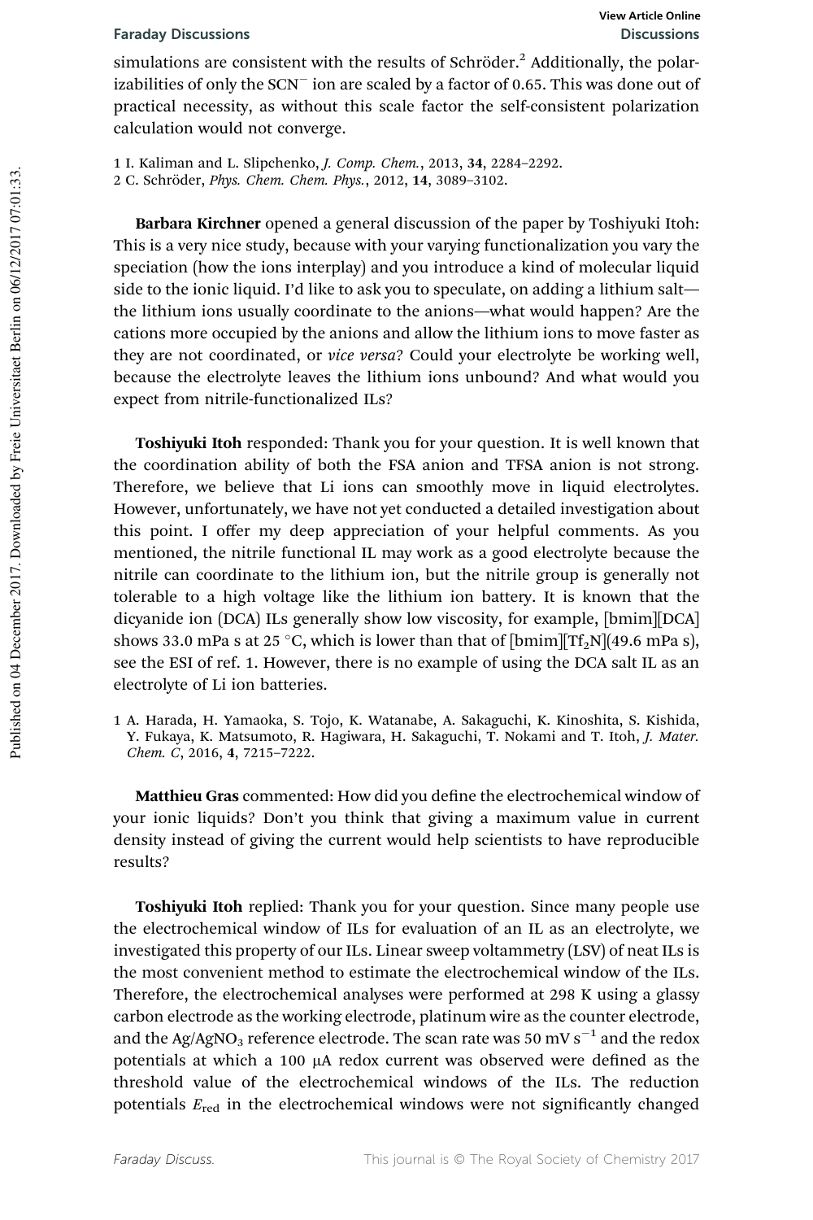simulations are consistent with the results of Schröder.[2] Additionally, the polarizabilities of only the $SCN^-$ ion are scaled by a factor of 0.65. This was done out of practical necessity, as without this scale factor the self-consistent polarization calculation would not converge.

1 I. Kaliman and L. Slipchenko, *J. Comp. Chem.*, 2013, **34**, 2284–2292.
2 C. Schröder, *Phys. Chem. Chem. Phys.*, 2012, **14**, 3089–3102.

**Barbara Kirchner** opened a general discussion of the paper by Toshiyuki Itoh: This is a very nice study, because with your varying functionalization you vary the speciation (how the ions interplay) and you introduce a kind of molecular liquid side to the ionic liquid. I'd like to ask you to speculate, on adding a lithium salt—the lithium ions usually coordinate to the anions—what would happen? Are the cations more occupied by the anions and allow the lithium ions to move faster as they are not coordinated, or *vice versa*? Could your electrolyte be working well, because the electrolyte leaves the lithium ions unbound? And what would you expect from nitrile-functionalized ILs?

**Toshiyuki Itoh** responded: Thank you for your question. It is well known that the coordination ability of both the FSA anion and TFSA anion is not strong. Therefore, we believe that Li ions can smoothly move in liquid electrolytes. However, unfortunately, we have not yet conducted a detailed investigation about this point. I offer my deep appreciation of your helpful comments. As you mentioned, the nitrile functional IL may work as a good electrolyte because the nitrile can coordinate to the lithium ion, but the nitrile group is generally not tolerable to a high voltage like the lithium ion battery. It is known that the dicyanide ion (DCA) ILs generally show low viscosity, for example, [bmim][DCA] shows 33.0 mPa s at 25 °C, which is lower than that of [bmim][$Tf_2N$](49.6 mPa s), see the ESI of ref. 1. However, there is no example of using the DCA salt IL as an electrolyte of Li ion batteries.

1 A. Harada, H. Yamaoka, S. Tojo, K. Watanabe, A. Sakaguchi, K. Kinoshita, S. Kishida, Y. Fukaya, K. Matsumoto, R. Hagiwara, H. Sakaguchi, T. Nokami and T. Itoh, *J. Mater. Chem. C*, 2016, **4**, 7215–7222.

**Matthieu Gras** commented: How did you define the electrochemical window of your ionic liquids? Don't you think that giving a maximum value in current density instead of giving the current would help scientists to have reproducible results?

**Toshiyuki Itoh** replied: Thank you for your question. Since many people use the electrochemical window of ILs for evaluation of an IL as an electrolyte, we investigated this property of our ILs. Linear sweep voltammetry (LSV) of neat ILs is the most convenient method to estimate the electrochemical window of the ILs. Therefore, the electrochemical analyses were performed at 298 K using a glassy carbon electrode as the working electrode, platinum wire as the counter electrode, and the Ag/$AgNO_3$ reference electrode. The scan rate was 50 mV $s^{-1}$ and the redox potentials at which a 100 μA redox current was observed were defined as the threshold value of the electrochemical windows of the ILs. The reduction potentials $E_{red}$ in the electrochemical windows were not significantly changed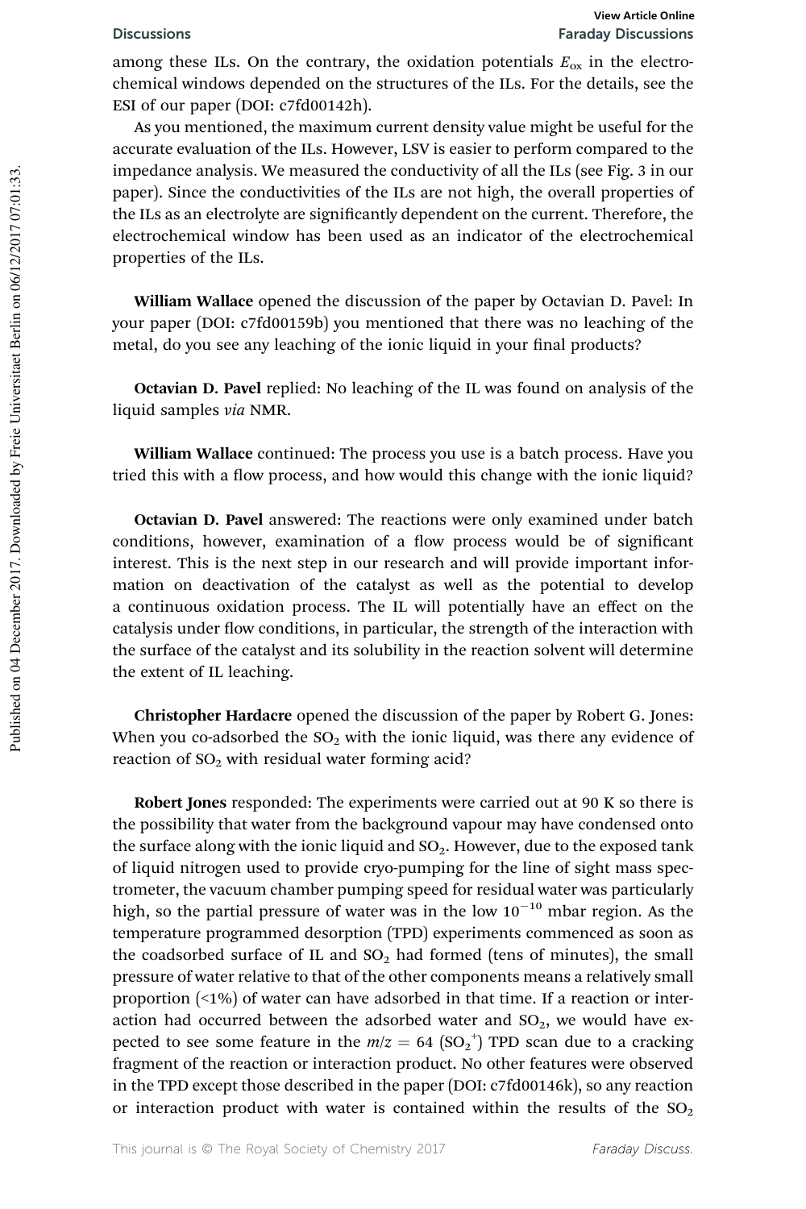among these ILs. On the contrary, the oxidation potentials $E_{ox}$ in the electrochemical windows depended on the structures of the ILs. For the details, see the ESI of our paper (DOI: c7fd00142h).

As you mentioned, the maximum current density value might be useful for the accurate evaluation of the ILs. However, LSV is easier to perform compared to the impedance analysis. We measured the conductivity of all the ILs (see Fig. 3 in our paper). Since the conductivities of the ILs are not high, the overall properties of the ILs as an electrolyte are significantly dependent on the current. Therefore, the electrochemical window has been used as an indicator of the electrochemical properties of the ILs.

**William Wallace** opened the discussion of the paper by Octavian D. Pavel: In your paper (DOI: c7fd00159b) you mentioned that there was no leaching of the metal, do you see any leaching of the ionic liquid in your final products?

**Octavian D. Pavel** replied: No leaching of the IL was found on analysis of the liquid samples *via* NMR.

**William Wallace** continued: The process you use is a batch process. Have you tried this with a flow process, and how would this change with the ionic liquid?

**Octavian D. Pavel** answered: The reactions were only examined under batch conditions, however, examination of a flow process would be of significant interest. This is the next step in our research and will provide important information on deactivation of the catalyst as well as the potential to develop a continuous oxidation process. The IL will potentially have an effect on the catalysis under flow conditions, in particular, the strength of the interaction with the surface of the catalyst and its solubility in the reaction solvent will determine the extent of IL leaching.

**Christopher Hardacre** opened the discussion of the paper by Robert G. Jones: When you co-adsorbed the $SO_2$ with the ionic liquid, was there any evidence of reaction of $SO_2$ with residual water forming acid?

**Robert Jones** responded: The experiments were carried out at 90 K so there is the possibility that water from the background vapour may have condensed onto the surface along with the ionic liquid and $SO_2$. However, due to the exposed tank of liquid nitrogen used to provide cryo-pumping for the line of sight mass spectrometer, the vacuum chamber pumping speed for residual water was particularly high, so the partial pressure of water was in the low $10^{-10}$ mbar region. As the temperature programmed desorption (TPD) experiments commenced as soon as the coadsorbed surface of IL and $SO_2$ had formed (tens of minutes), the small pressure of water relative to that of the other components means a relatively small proportion (<1%) of water can have adsorbed in that time. If a reaction or interaction had occurred between the adsorbed water and $SO_2$, we would have expected to see some feature in the $m/z = 64$ ($SO_2^+$) TPD scan due to a cracking fragment of the reaction or interaction product. No other features were observed in the TPD except those described in the paper (DOI: c7fd00146k), so any reaction or interaction product with water is contained within the results of the $SO_2$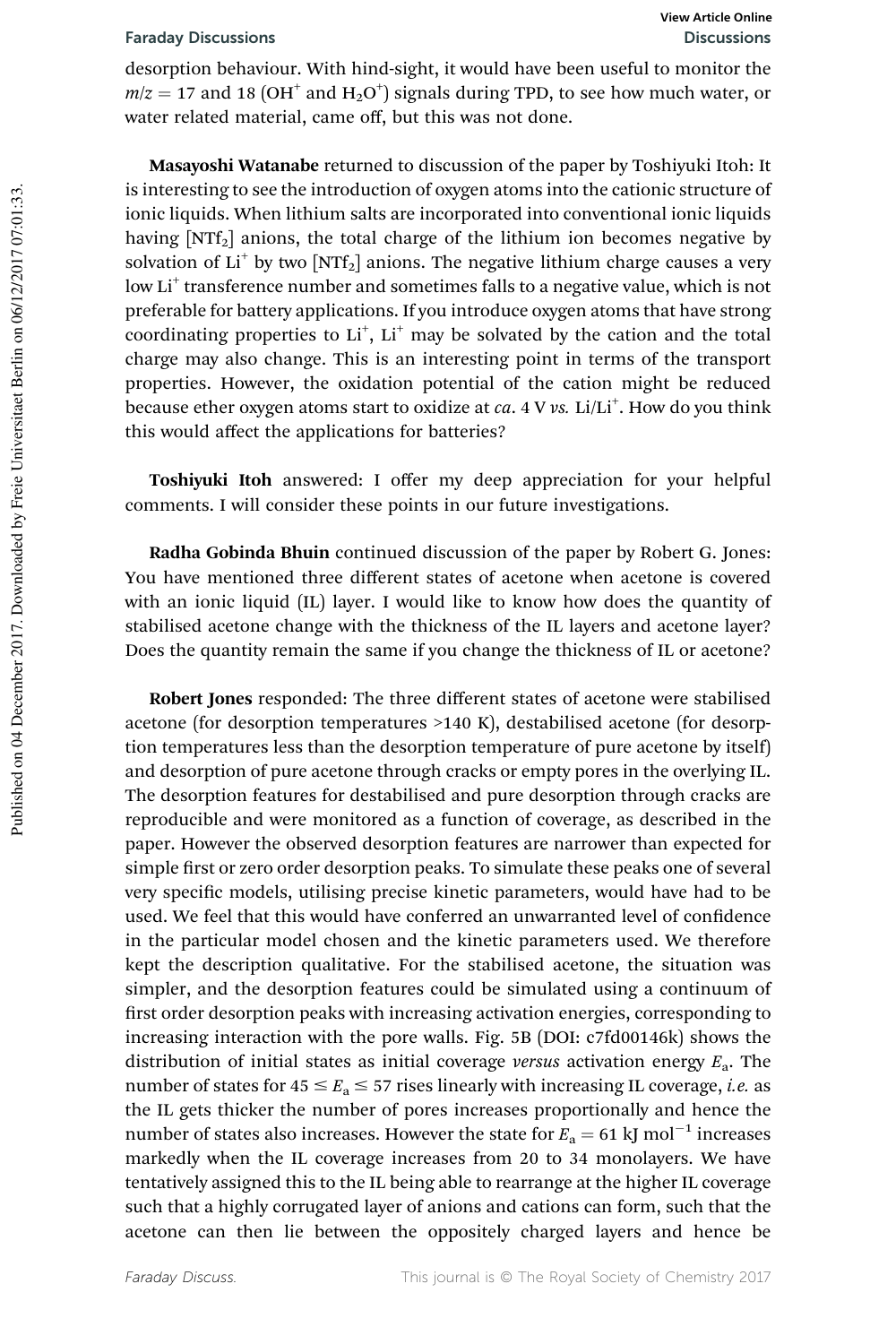desorption behaviour. With hind-sight, it would have been useful to monitor the $m/z = 17$ and 18 ($OH^+$ and $H_2O^+$) signals during TPD, to see how much water, or water related material, came off, but this was not done.

**Masayoshi Watanabe** returned to discussion of the paper by Toshiyuki Itoh: It is interesting to see the introduction of oxygen atoms into the cationic structure of ionic liquids. When lithium salts are incorporated into conventional ionic liquids having [$NTf_2$] anions, the total charge of the lithium ion becomes negative by solvation of $Li^+$ by two [$NTf_2$] anions. The negative lithium charge causes a very low $Li^+$ transference number and sometimes falls to a negative value, which is not preferable for battery applications. If you introduce oxygen atoms that have strong coordinating properties to $Li^+$, $Li^+$ may be solvated by the cation and the total charge may also change. This is an interesting point in terms of the transport properties. However, the oxidation potential of the cation might be reduced because ether oxygen atoms start to oxidize at *ca.* 4 V *vs.* $Li/Li^+$. How do you think this would affect the applications for batteries?

**Toshiyuki Itoh** answered: I offer my deep appreciation for your helpful comments. I will consider these points in our future investigations.

**Radha Gobinda Bhuin** continued discussion of the paper by Robert G. Jones: You have mentioned three different states of acetone when acetone is covered with an ionic liquid (IL) layer. I would like to know how does the quantity of stabilised acetone change with the thickness of the IL layers and acetone layer? Does the quantity remain the same if you change the thickness of IL or acetone?

**Robert Jones** responded: The three different states of acetone were stabilised acetone (for desorption temperatures >140 K), destabilised acetone (for desorption temperatures less than the desorption temperature of pure acetone by itself) and desorption of pure acetone through cracks or empty pores in the overlying IL. The desorption features for destabilised and pure desorption through cracks are reproducible and were monitored as a function of coverage, as described in the paper. However the observed desorption features are narrower than expected for simple first or zero order desorption peaks. To simulate these peaks one of several very specific models, utilising precise kinetic parameters, would have had to be used. We feel that this would have conferred an unwarranted level of confidence in the particular model chosen and the kinetic parameters used. We therefore kept the description qualitative. For the stabilised acetone, the situation was simpler, and the desorption features could be simulated using a continuum of first order desorption peaks with increasing activation energies, corresponding to increasing interaction with the pore walls. Fig. 5B (DOI: c7fd00146k) shows the distribution of initial states as initial coverage *versus* activation energy $E_a$. The number of states for $45 \leq E_a \leq 57$ rises linearly with increasing IL coverage, *i.e.* as the IL gets thicker the number of pores increases proportionally and hence the number of states also increases. However the state for $E_a = 61$ kJ mol$^{-1}$ increases markedly when the IL coverage increases from 20 to 34 monolayers. We have tentatively assigned this to the IL being able to rearrange at the higher IL coverage such that a highly corrugated layer of anions and cations can form, such that the acetone can then lie between the oppositely charged layers and hence be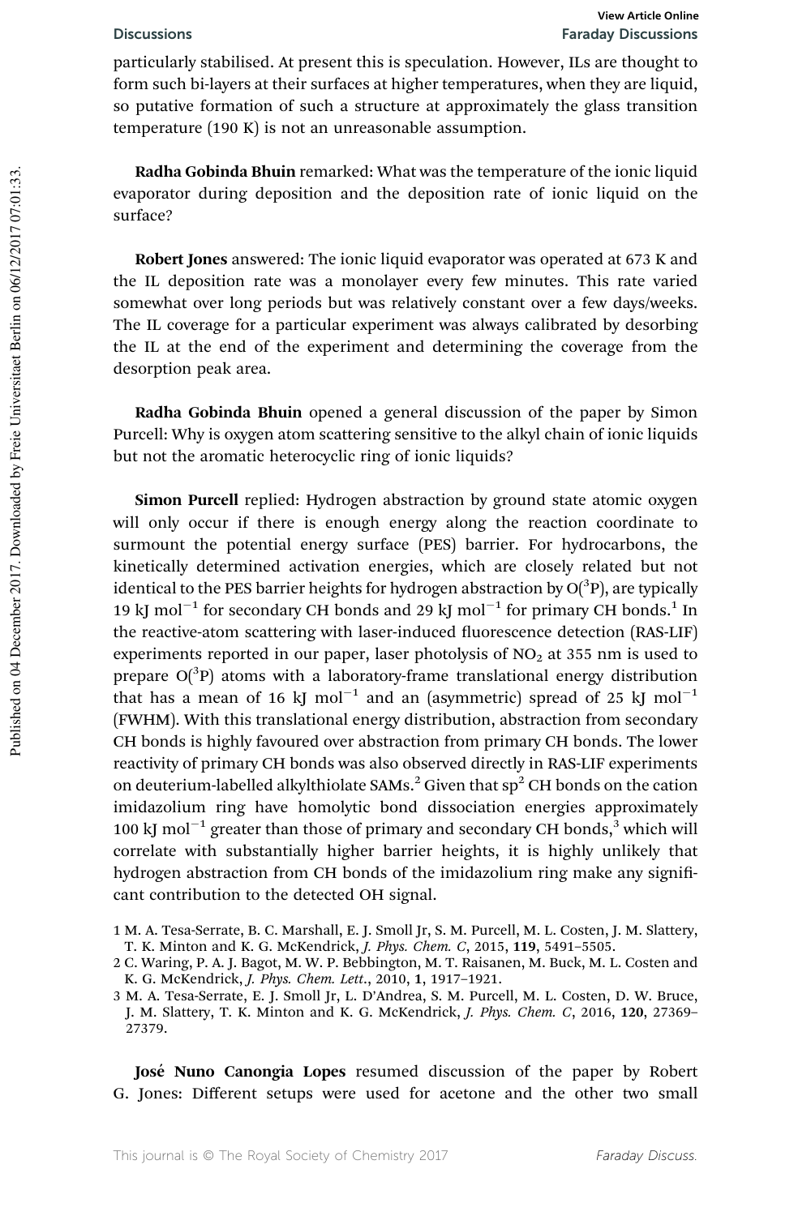particularly stabilised. At present this is speculation. However, ILs are thought to form such bi-layers at their surfaces at higher temperatures, when they are liquid, so putative formation of such a structure at approximately the glass transition temperature (190 K) is not an unreasonable assumption.

**Radha Gobinda Bhuin** remarked: What was the temperature of the ionic liquid evaporator during deposition and the deposition rate of ionic liquid on the surface?

**Robert Jones** answered: The ionic liquid evaporator was operated at 673 K and the IL deposition rate was a monolayer every few minutes. This rate varied somewhat over long periods but was relatively constant over a few days/weeks. The IL coverage for a particular experiment was always calibrated by desorbing the IL at the end of the experiment and determining the coverage from the desorption peak area.

**Radha Gobinda Bhuin** opened a general discussion of the paper by Simon Purcell: Why is oxygen atom scattering sensitive to the alkyl chain of ionic liquids but not the aromatic heterocyclic ring of ionic liquids?

**Simon Purcell** replied: Hydrogen abstraction by ground state atomic oxygen will only occur if there is enough energy along the reaction coordinate to surmount the potential energy surface (PES) barrier. For hydrocarbons, the kinetically determined activation energies, which are closely related but not identical to the PES barrier heights for hydrogen abstraction by $O(^3P)$, are typically 19 kJ $mol^{-1}$ for secondary CH bonds and 29 kJ $mol^{-1}$ for primary CH bonds.[1] In the reactive-atom scattering with laser-induced fluorescence detection (RAS-LIF) experiments reported in our paper, laser photolysis of $NO_2$ at 355 nm is used to prepare $O(^3P)$ atoms with a laboratory-frame translational energy distribution that has a mean of 16 kJ $mol^{-1}$ and an (asymmetric) spread of 25 kJ $mol^{-1}$ (FWHM). With this translational energy distribution, abstraction from secondary CH bonds is highly favoured over abstraction from primary CH bonds. The lower reactivity of primary CH bonds was also observed directly in RAS-LIF experiments on deuterium-labelled alkylthiolate SAMs.[2] Given that $sp^2$ CH bonds on the cation imidazolium ring have homolytic bond dissociation energies approximately 100 kJ $mol^{-1}$ greater than those of primary and secondary CH bonds,[3] which will correlate with substantially higher barrier heights, it is highly unlikely that hydrogen abstraction from CH bonds of the imidazolium ring make any significant contribution to the detected OH signal.

1 M. A. Tesa-Serrate, B. C. Marshall, E. J. Smoll Jr, S. M. Purcell, M. L. Costen, J. M. Slattery, T. K. Minton and K. G. McKendrick, *J. Phys. Chem. C*, 2015, **119**, 5491–5505.
2 C. Waring, P. A. J. Bagot, M. W. P. Bebbington, M. T. Raisanen, M. Buck, M. L. Costen and K. G. McKendrick, *J. Phys. Chem. Lett.*, 2010, **1**, 1917–1921.
3 M. A. Tesa-Serrate, E. J. Smoll Jr, L. D'Andrea, S. M. Purcell, M. L. Costen, D. W. Bruce, J. M. Slattery, T. K. Minton and K. G. McKendrick, *J. Phys. Chem. C*, 2016, **120**, 27369–27379.

**José Nuno Canongia Lopes** resumed discussion of the paper by Robert G. Jones: Different setups were used for acetone and the other two small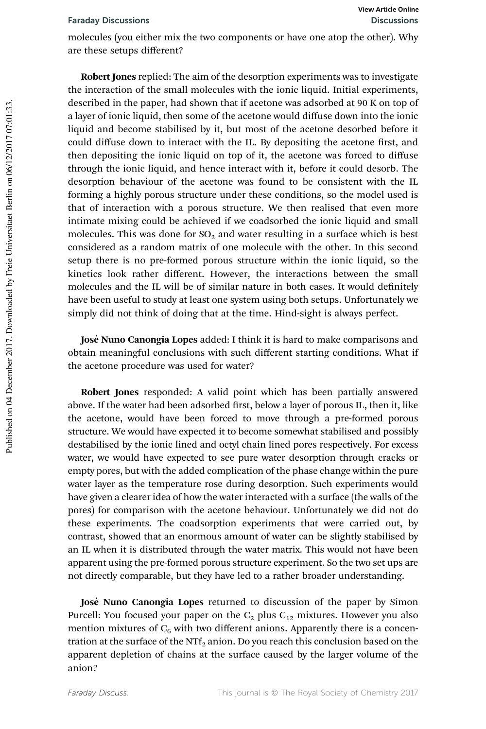molecules (you either mix the two components or have one atop the other). Why are these setups different?

**Robert Jones** replied: The aim of the desorption experiments was to investigate the interaction of the small molecules with the ionic liquid. Initial experiments, described in the paper, had shown that if acetone was adsorbed at 90 K on top of a layer of ionic liquid, then some of the acetone would diffuse down into the ionic liquid and become stabilised by it, but most of the acetone desorbed before it could diffuse down to interact with the IL. By depositing the acetone first, and then depositing the ionic liquid on top of it, the acetone was forced to diffuse through the ionic liquid, and hence interact with it, before it could desorb. The desorption behaviour of the acetone was found to be consistent with the IL forming a highly porous structure under these conditions, so the model used is that of interaction with a porous structure. We then realised that even more intimate mixing could be achieved if we coadsorbed the ionic liquid and small molecules. This was done for $SO_2$ and water resulting in a surface which is best considered as a random matrix of one molecule with the other. In this second setup there is no pre-formed porous structure within the ionic liquid, so the kinetics look rather different. However, the interactions between the small molecules and the IL will be of similar nature in both cases. It would definitely have been useful to study at least one system using both setups. Unfortunately we simply did not think of doing that at the time. Hind-sight is always perfect.

**José Nuno Canongia Lopes** added: I think it is hard to make comparisons and obtain meaningful conclusions with such different starting conditions. What if the acetone procedure was used for water?

**Robert Jones** responded: A valid point which has been partially answered above. If the water had been adsorbed first, below a layer of porous IL, then it, like the acetone, would have been forced to move through a pre-formed porous structure. We would have expected it to become somewhat stabilised and possibly destabilised by the ionic lined and octyl chain lined pores respectively. For excess water, we would have expected to see pure water desorption through cracks or empty pores, but with the added complication of the phase change within the pure water layer as the temperature rose during desorption. Such experiments would have given a clearer idea of how the water interacted with a surface (the walls of the pores) for comparison with the acetone behaviour. Unfortunately we did not do these experiments. The coadsorption experiments that were carried out, by contrast, showed that an enormous amount of water can be slightly stabilised by an IL when it is distributed through the water matrix. This would not have been apparent using the pre-formed porous structure experiment. So the two set ups are not directly comparable, but they have led to a rather broader understanding.

**José Nuno Canongia Lopes** returned to discussion of the paper by Simon Purcell: You focused your paper on the $C_2$ plus $C_{12}$ mixtures. However you also mention mixtures of $C_6$ with two different anions. Apparently there is a concentration at the surface of the $NTf_2$ anion. Do you reach this conclusion based on the apparent depletion of chains at the surface caused by the larger volume of the anion?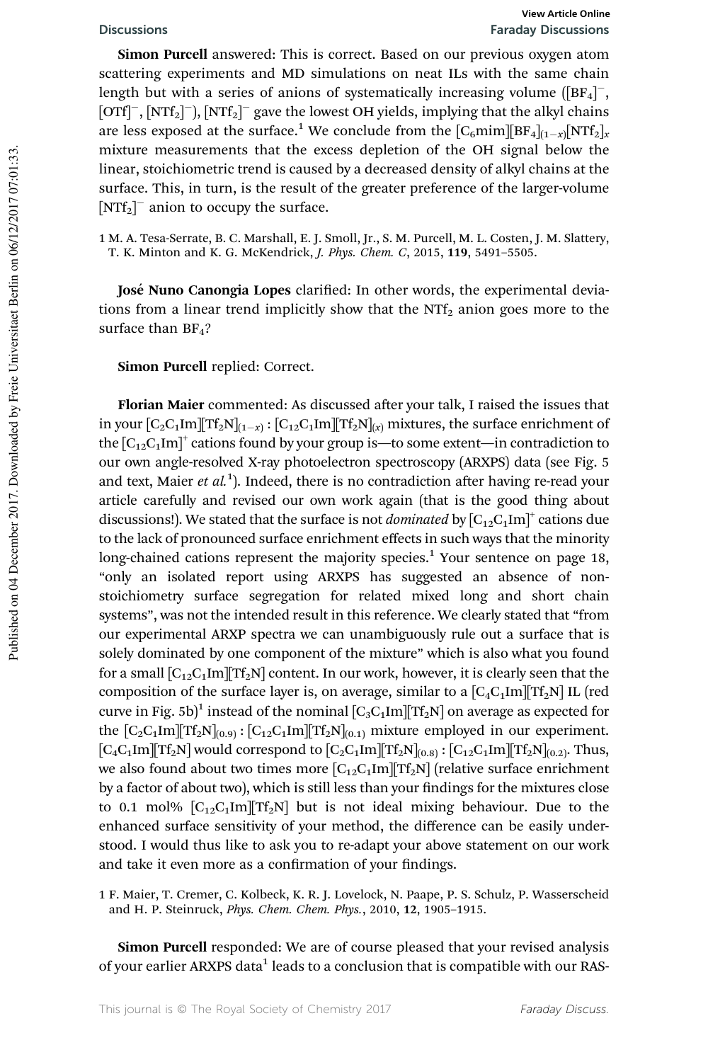**Simon Purcell** answered: This is correct. Based on our previous oxygen atom scattering experiments and MD simulations on neat ILs with the same chain length but with a series of anions of systematically increasing volume ($[BF_4]^-$, $[OTf]^-$, $[NTf_2]^-$), $[NTf_2]^-$ gave the lowest OH yields, implying that the alkyl chains are less exposed at the surface.[1] We conclude from the $[C_6mim][BF_4]_{(1-x)}[NTf_2]_x$ mixture measurements that the excess depletion of the OH signal below the linear, stoichiometric trend is caused by a decreased density of alkyl chains at the surface. This, in turn, is the result of the greater preference of the larger-volume $[NTf_2]^-$ anion to occupy the surface.

1 M. A. Tesa-Serrate, B. C. Marshall, E. J. Smoll, Jr., S. M. Purcell, M. L. Costen, J. M. Slattery, T. K. Minton and K. G. McKendrick, *J. Phys. Chem. C*, 2015, **119**, 5491–5505.

**José Nuno Canongia Lopes** clarified: In other words, the experimental deviations from a linear trend implicitly show that the $NTf_2$ anion goes more to the surface than $BF_4$?

**Simon Purcell** replied: Correct.

**Florian Maier** commented: As discussed after your talk, I raised the issues that in your $[C_2C_1Im][Tf_2N]_{(1-x)}$ : $[C_{12}C_1Im][Tf_2N]_{(x)}$ mixtures, the surface enrichment of the $[C_{12}C_1Im]^+$ cations found by your group is—to some extent—in contradiction to our own angle-resolved X-ray photoelectron spectroscopy (ARXPS) data (see Fig. 5 and text, Maier *et al.*[1]). Indeed, there is no contradiction after having re-read your article carefully and revised our own work again (that is the good thing about discussions!). We stated that the surface is not *dominated* by $[C_{12}C_1Im]^+$ cations due to the lack of pronounced surface enrichment effects in such ways that the minority long-chained cations represent the majority species.[1] Your sentence on page 18, "only an isolated report using ARXPS has suggested an absence of non-stoichiometry surface segregation for related mixed long and short chain systems", was not the intended result in this reference. We clearly stated that "from our experimental ARXP spectra we can unambiguously rule out a surface that is solely dominated by one component of the mixture" which is also what you found for a small $[C_{12}C_1Im][Tf_2N]$ content. In our work, however, it is clearly seen that the composition of the surface layer is, on average, similar to a $[C_4C_1Im][Tf_2N]$ IL (red curve in Fig. 5b)[1] instead of the nominal $[C_3C_1Im][Tf_2N]$ on average as expected for the $[C_2C_1Im][Tf_2N]_{(0.9)}$ : $[C_{12}C_1Im][Tf_2N]_{(0.1)}$ mixture employed in our experiment. $[C_4C_1Im][Tf_2N]$ would correspond to $[C_2C_1Im][Tf_2N]_{(0.8)}$ : $[C_{12}C_1Im][Tf_2N]_{(0.2)}$. Thus, we also found about two times more $[C_{12}C_1Im][Tf_2N]$ (relative surface enrichment by a factor of about two), which is still less than your findings for the mixtures close to 0.1 mol% $[C_{12}C_1Im][Tf_2N]$ but is not ideal mixing behaviour. Due to the enhanced surface sensitivity of your method, the difference can be easily understood. I would thus like to ask you to re-adapt your above statement on our work and take it even more as a confirmation of your findings.

1 F. Maier, T. Cremer, C. Kolbeck, K. R. J. Lovelock, N. Paape, P. S. Schulz, P. Wasserscheid and H. P. Steinruck, *Phys. Chem. Chem. Phys.*, 2010, **12**, 1905–1915.

**Simon Purcell** responded: We are of course pleased that your revised analysis of your earlier ARXPS data[1] leads to a conclusion that is compatible with our RAS-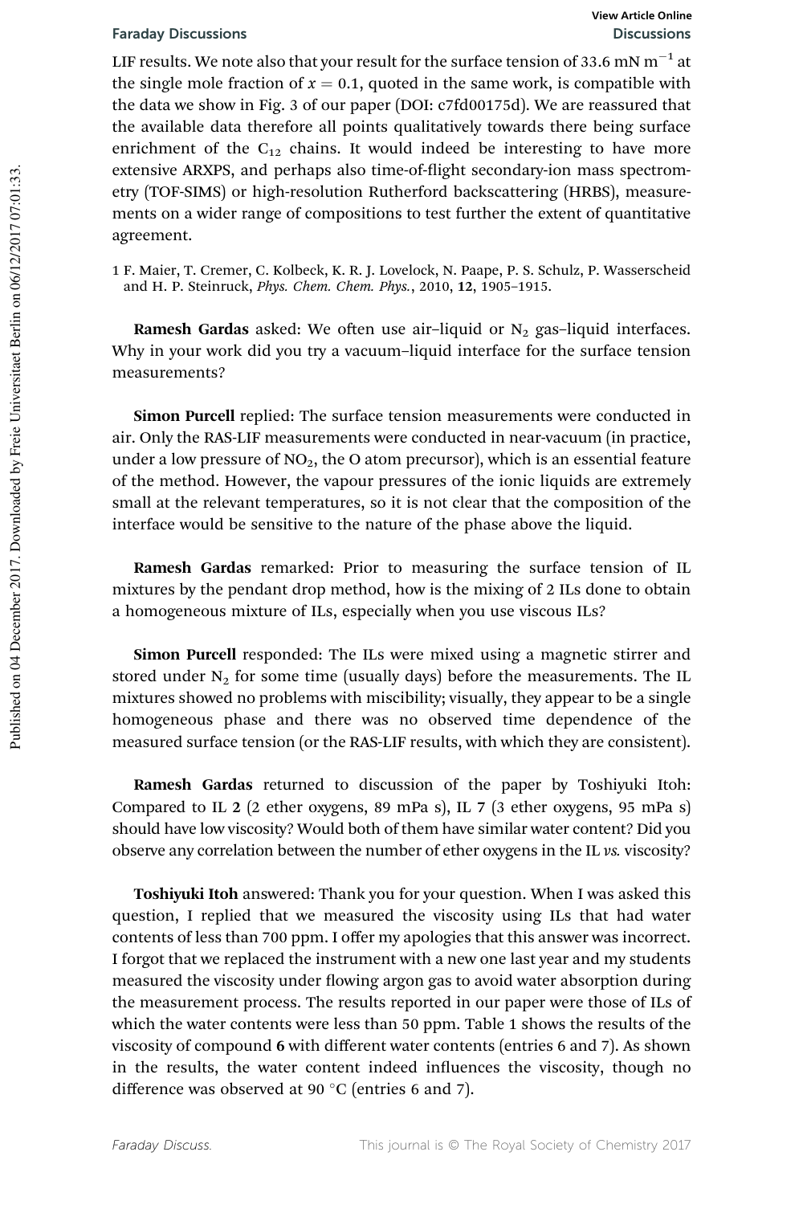LIF results. We note also that your result for the surface tension of 33.6 mN $m^{-1}$ at the single mole fraction of $x = 0.1$, quoted in the same work, is compatible with the data we show in Fig. 3 of our paper (DOI: c7fd00175d). We are reassured that the available data therefore all points qualitatively towards there being surface enrichment of the $C_{12}$ chains. It would indeed be interesting to have more extensive ARXPS, and perhaps also time-of-flight secondary-ion mass spectrometry (TOF-SIMS) or high-resolution Rutherford backscattering (HRBS), measurements on a wider range of compositions to test further the extent of quantitative agreement.

1 F. Maier, T. Cremer, C. Kolbeck, K. R. J. Lovelock, N. Paape, P. S. Schulz, P. Wasserscheid and H. P. Steinruck, *Phys. Chem. Chem. Phys.*, 2010, **12**, 1905–1915.

**Ramesh Gardas** asked: We often use air–liquid or $N_2$ gas–liquid interfaces. Why in your work did you try a vacuum–liquid interface for the surface tension measurements?

**Simon Purcell** replied: The surface tension measurements were conducted in air. Only the RAS-LIF measurements were conducted in near-vacuum (in practice, under a low pressure of $NO_2$, the O atom precursor), which is an essential feature of the method. However, the vapour pressures of the ionic liquids are extremely small at the relevant temperatures, so it is not clear that the composition of the interface would be sensitive to the nature of the phase above the liquid.

**Ramesh Gardas** remarked: Prior to measuring the surface tension of IL mixtures by the pendant drop method, how is the mixing of 2 ILs done to obtain a homogeneous mixture of ILs, especially when you use viscous ILs?

**Simon Purcell** responded: The ILs were mixed using a magnetic stirrer and stored under $N_2$ for some time (usually days) before the measurements. The IL mixtures showed no problems with miscibility; visually, they appear to be a single homogeneous phase and there was no observed time dependence of the measured surface tension (or the RAS-LIF results, with which they are consistent).

**Ramesh Gardas** returned to discussion of the paper by Toshiyuki Itoh: Compared to IL **2** (2 ether oxygens, 89 mPa s), IL **7** (3 ether oxygens, 95 mPa s) should have low viscosity? Would both of them have similar water content? Did you observe any correlation between the number of ether oxygens in the IL *vs.* viscosity?

**Toshiyuki Itoh** answered: Thank you for your question. When I was asked this question, I replied that we measured the viscosity using ILs that had water contents of less than 700 ppm. I offer my apologies that this answer was incorrect. I forgot that we replaced the instrument with a new one last year and my students measured the viscosity under flowing argon gas to avoid water absorption during the measurement process. The results reported in our paper were those of ILs of which the water contents were less than 50 ppm. Table 1 shows the results of the viscosity of compound **6** with different water contents (entries 6 and 7). As shown in the results, the water content indeed influences the viscosity, though no difference was observed at 90 °C (entries 6 and 7).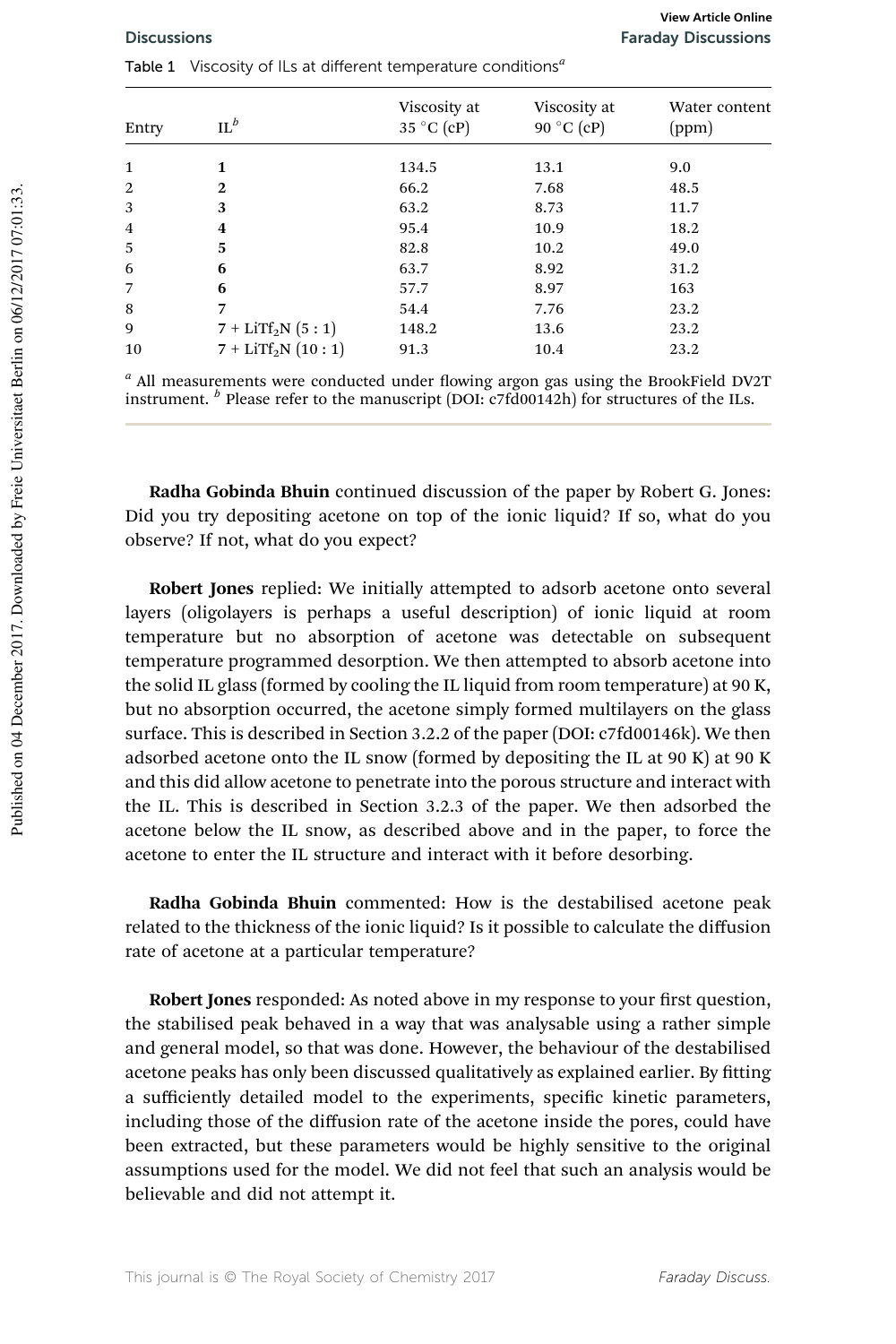Table 1 Viscosity of ILs at different temperature conditions[a]

| Entry | IL[b] | Viscosity at 35 °C (cP) | Viscosity at 90 °C (cP) | Water content (ppm) |
|---|---|---|---|---|
| 1 | **1** | 134.5 | 13.1 | 9.0 |
| 2 | **2** | 66.2 | 7.68 | 48.5 |
| 3 | **3** | 63.2 | 8.73 | 11.7 |
| 4 | **4** | 95.4 | 10.9 | 18.2 |
| 5 | **5** | 82.8 | 10.2 | 49.0 |
| 6 | **6** | 63.7 | 8.92 | 31.2 |
| 7 | **6** | 57.7 | 8.97 | 163 |
| 8 | **7** | 54.4 | 7.76 | 23.2 |
| 9 | **7** + $LiTf_2N$ (5 : 1) | 148.2 | 13.6 | 23.2 |
| 10 | **7** + $LiTf_2N$ (10 : 1) | 91.3 | 10.4 | 23.2 |

[a] All measurements were conducted under flowing argon gas using the BrookField DV2T instrument. [b] Please refer to the manuscript (DOI: c7fd00142h) for structures of the ILs.

**Radha Gobinda Bhuin** continued discussion of the paper by Robert G. Jones: Did you try depositing acetone on top of the ionic liquid? If so, what do you observe? If not, what do you expect?

**Robert Jones** replied: We initially attempted to adsorb acetone onto several layers (oligolayers is perhaps a useful description) of ionic liquid at room temperature but no absorption of acetone was detectable on subsequent temperature programmed desorption. We then attempted to absorb acetone into the solid IL glass (formed by cooling the IL liquid from room temperature) at 90 K, but no absorption occurred, the acetone simply formed multilayers on the glass surface. This is described in Section 3.2.2 of the paper (DOI: c7fd00146k). We then adsorbed acetone onto the IL snow (formed by depositing the IL at 90 K) at 90 K and this did allow acetone to penetrate into the porous structure and interact with the IL. This is described in Section 3.2.3 of the paper. We then adsorbed the acetone below the IL snow, as described above and in the paper, to force the acetone to enter the IL structure and interact with it before desorbing.

**Radha Gobinda Bhuin** commented: How is the destabilised acetone peak related to the thickness of the ionic liquid? Is it possible to calculate the diffusion rate of acetone at a particular temperature?

**Robert Jones** responded: As noted above in my response to your first question, the stabilised peak behaved in a way that was analysable using a rather simple and general model, so that was done. However, the behaviour of the destabilised acetone peaks has only been discussed qualitatively as explained earlier. By fitting a sufficiently detailed model to the experiments, specific kinetic parameters, including those of the diffusion rate of the acetone inside the pores, could have been extracted, but these parameters would be highly sensitive to the original assumptions used for the model. We did not feel that such an analysis would be believable and did not attempt it.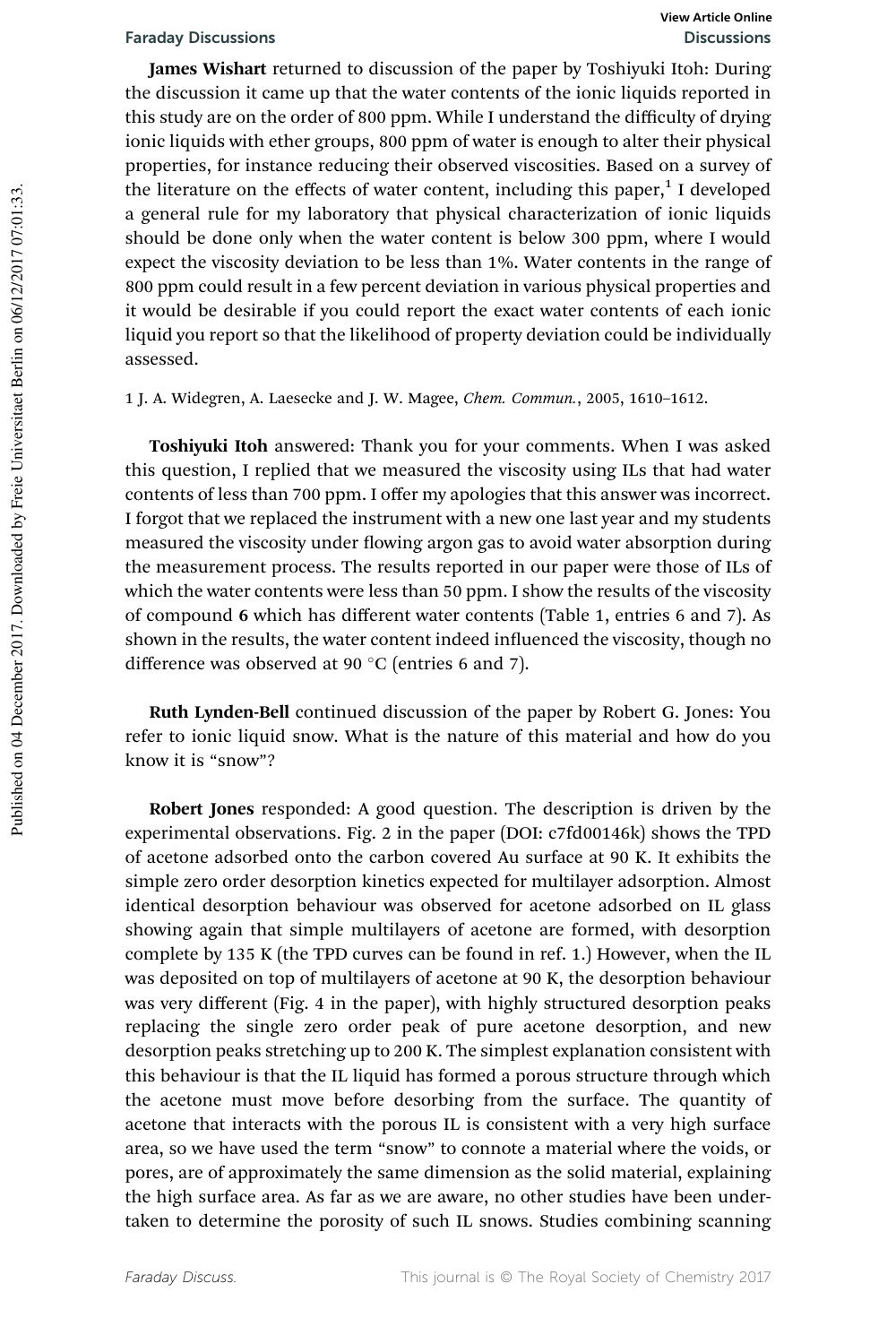**James Wishart** returned to discussion of the paper by Toshiyuki Itoh: During the discussion it came up that the water contents of the ionic liquids reported in this study are on the order of 800 ppm. While I understand the difficulty of drying ionic liquids with ether groups, 800 ppm of water is enough to alter their physical properties, for instance reducing their observed viscosities. Based on a survey of the literature on the effects of water content, including this paper,[1] I developed a general rule for my laboratory that physical characterization of ionic liquids should be done only when the water content is below 300 ppm, where I would expect the viscosity deviation to be less than 1%. Water contents in the range of 800 ppm could result in a few percent deviation in various physical properties and it would be desirable if you could report the exact water contents of each ionic liquid you report so that the likelihood of property deviation could be individually assessed.

1 J. A. Widegren, A. Laesecke and J. W. Magee, *Chem. Commun.*, 2005, 1610–1612.

**Toshiyuki Itoh** answered: Thank you for your comments. When I was asked this question, I replied that we measured the viscosity using ILs that had water contents of less than 700 ppm. I offer my apologies that this answer was incorrect. I forgot that we replaced the instrument with a new one last year and my students measured the viscosity under flowing argon gas to avoid water absorption during the measurement process. The results reported in our paper were those of ILs of which the water contents were less than 50 ppm. I show the results of the viscosity of compound **6** which has different water contents (Table 1, entries 6 and 7). As shown in the results, the water content indeed influenced the viscosity, though no difference was observed at 90 °C (entries 6 and 7).

**Ruth Lynden-Bell** continued discussion of the paper by Robert G. Jones: You refer to ionic liquid snow. What is the nature of this material and how do you know it is "snow"?

**Robert Jones** responded: A good question. The description is driven by the experimental observations. Fig. 2 in the paper (DOI: c7fd00146k) shows the TPD of acetone adsorbed onto the carbon covered Au surface at 90 K. It exhibits the simple zero order desorption kinetics expected for multilayer adsorption. Almost identical desorption behaviour was observed for acetone adsorbed on IL glass showing again that simple multilayers of acetone are formed, with desorption complete by 135 K (the TPD curves can be found in ref. 1.) However, when the IL was deposited on top of multilayers of acetone at 90 K, the desorption behaviour was very different (Fig. 4 in the paper), with highly structured desorption peaks replacing the single zero order peak of pure acetone desorption, and new desorption peaks stretching up to 200 K. The simplest explanation consistent with this behaviour is that the IL liquid has formed a porous structure through which the acetone must move before desorbing from the surface. The quantity of acetone that interacts with the porous IL is consistent with a very high surface area, so we have used the term "snow" to connote a material where the voids, or pores, are of approximately the same dimension as the solid material, explaining the high surface area. As far as we are aware, no other studies have been undertaken to determine the porosity of such IL snows. Studies combining scanning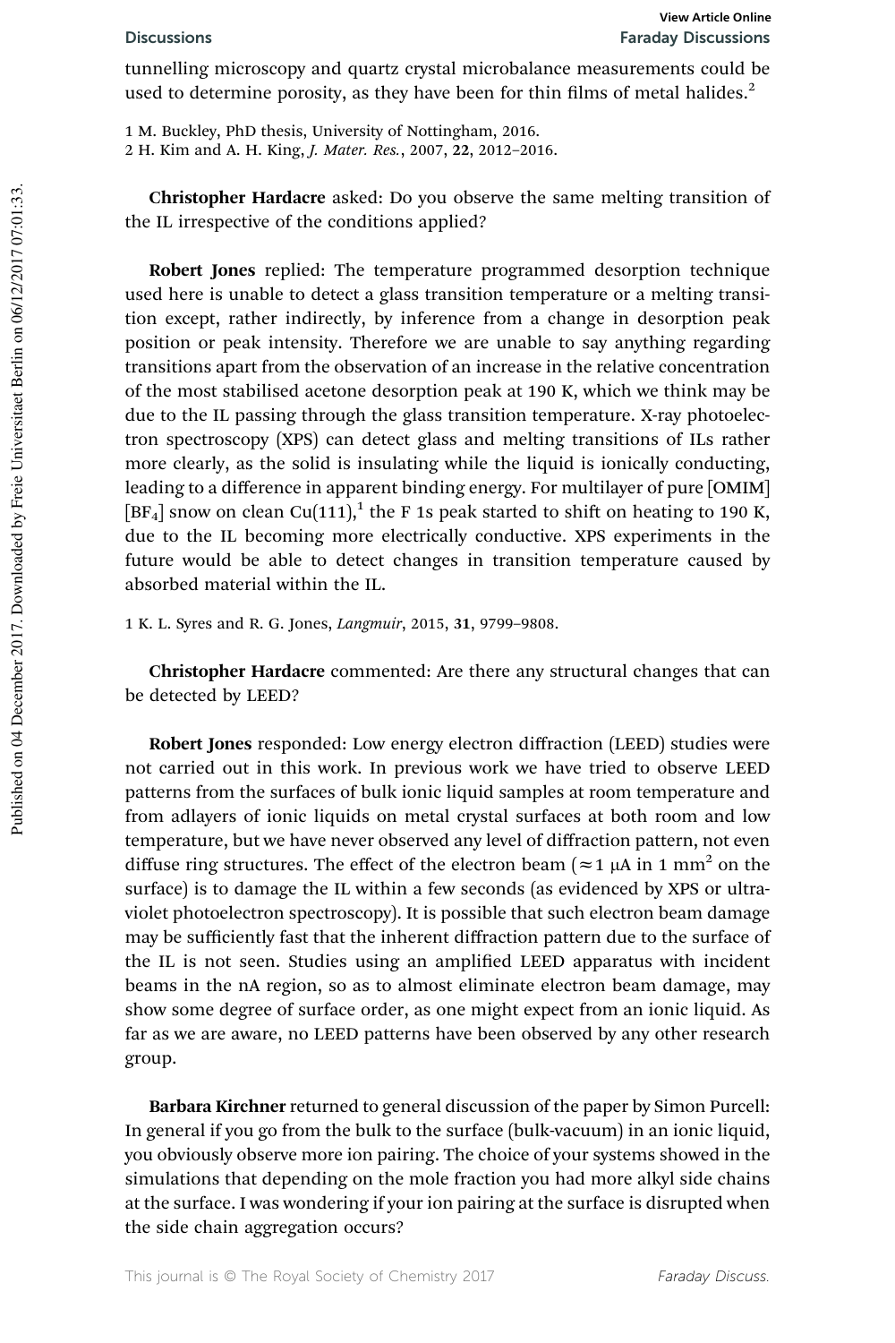tunnelling microscopy and quartz crystal microbalance measurements could be used to determine porosity, as they have been for thin films of metal halides.[2]

1 M. Buckley, PhD thesis, University of Nottingham, 2016.
2 H. Kim and A. H. King, *J. Mater. Res.*, 2007, **22**, 2012–2016.

**Christopher Hardacre** asked: Do you observe the same melting transition of the IL irrespective of the conditions applied?

**Robert Jones** replied: The temperature programmed desorption technique used here is unable to detect a glass transition temperature or a melting transition except, rather indirectly, by inference from a change in desorption peak position or peak intensity. Therefore we are unable to say anything regarding transitions apart from the observation of an increase in the relative concentration of the most stabilised acetone desorption peak at 190 K, which we think may be due to the IL passing through the glass transition temperature. X-ray photoelectron spectroscopy (XPS) can detect glass and melting transitions of ILs rather more clearly, as the solid is insulating while the liquid is ionically conducting, leading to a difference in apparent binding energy. For multilayer of pure [OMIM][$BF_4$] snow on clean Cu(111),[1] the F 1s peak started to shift on heating to 190 K, due to the IL becoming more electrically conductive. XPS experiments in the future would be able to detect changes in transition temperature caused by absorbed material within the IL.

1 K. L. Syres and R. G. Jones, *Langmuir*, 2015, **31**, 9799–9808.

**Christopher Hardacre** commented: Are there any structural changes that can be detected by LEED?

**Robert Jones** responded: Low energy electron diffraction (LEED) studies were not carried out in this work. In previous work we have tried to observe LEED patterns from the surfaces of bulk ionic liquid samples at room temperature and from adlayers of ionic liquids on metal crystal surfaces at both room and low temperature, but we have never observed any level of diffraction pattern, not even diffuse ring structures. The effect of the electron beam ($\approx 1$ μA in 1 $mm^2$ on the surface) is to damage the IL within a few seconds (as evidenced by XPS or ultraviolet photoelectron spectroscopy). It is possible that such electron beam damage may be sufficiently fast that the inherent diffraction pattern due to the surface of the IL is not seen. Studies using an amplified LEED apparatus with incident beams in the nA region, so as to almost eliminate electron beam damage, may show some degree of surface order, as one might expect from an ionic liquid. As far as we are aware, no LEED patterns have been observed by any other research group.

**Barbara Kirchner** returned to general discussion of the paper by Simon Purcell: In general if you go from the bulk to the surface (bulk-vacuum) in an ionic liquid, you obviously observe more ion pairing. The choice of your systems showed in the simulations that depending on the mole fraction you had more alkyl side chains at the surface. I was wondering if your ion pairing at the surface is disrupted when the side chain aggregation occurs?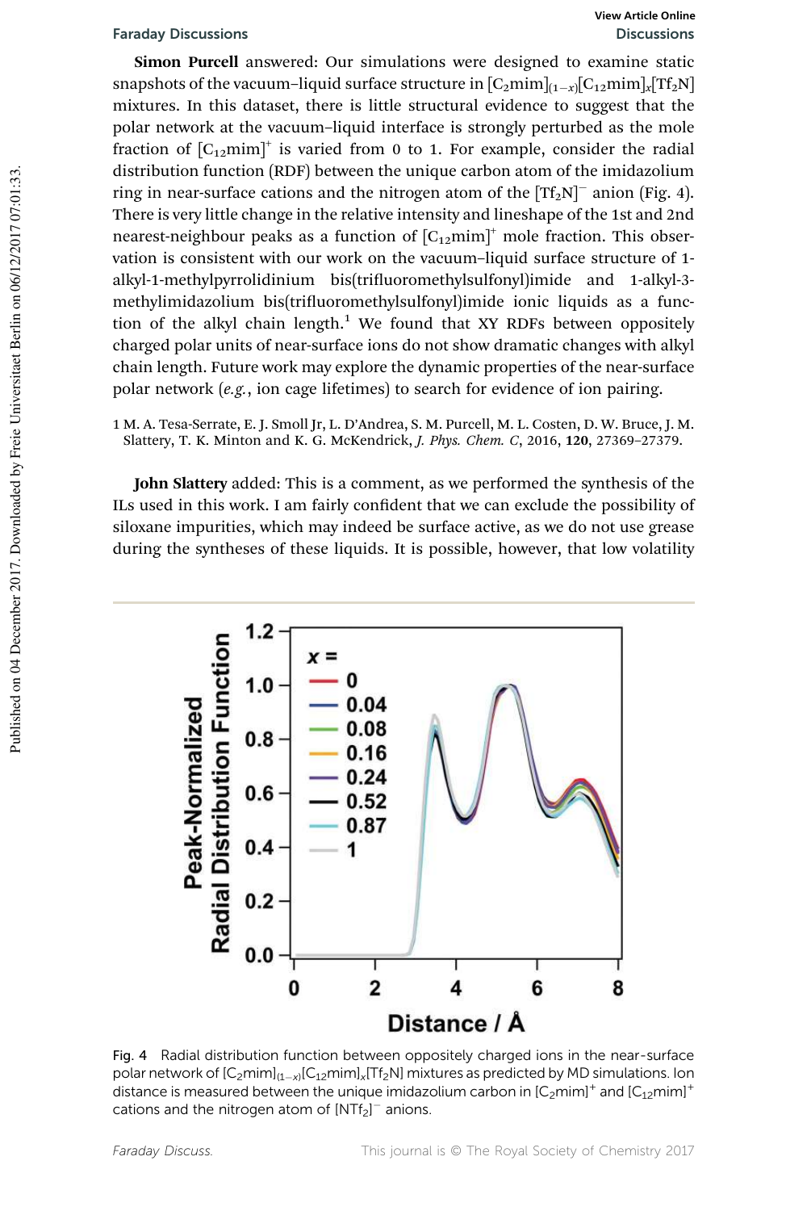**Simon Purcell** answered: Our simulations were designed to examine static snapshots of the vacuum–liquid surface structure in $[C_2mim]_{(1-x)}[C_{12}mim]_x[Tf_2N]$ mixtures. In this dataset, there is little structural evidence to suggest that the polar network at the vacuum–liquid interface is strongly perturbed as the mole fraction of $[C_{12}mim]^+$ is varied from 0 to 1. For example, consider the radial distribution function (RDF) between the unique carbon atom of the imidazolium ring in near-surface cations and the nitrogen atom of the $[Tf_2N]^-$ anion (Fig. 4). There is very little change in the relative intensity and lineshape of the 1st and 2nd nearest-neighbour peaks as a function of $[C_{12}mim]^+$ mole fraction. This observation is consistent with our work on the vacuum–liquid surface structure of 1-alkyl-1-methylpyrrolidinium bis(trifluoromethylsulfonyl)imide and 1-alkyl-3-methylimidazolium bis(trifluoromethylsulfonyl)imide ionic liquids as a function of the alkyl chain length.[1] We found that XY RDFs between oppositely charged polar units of near-surface ions do not show dramatic changes with alkyl chain length. Future work may explore the dynamic properties of the near-surface polar network (*e.g.*, ion cage lifetimes) to search for evidence of ion pairing.

1 M. A. Tesa-Serrate, E. J. Smoll Jr, L. D'Andrea, S. M. Purcell, M. L. Costen, D. W. Bruce, J. M. Slattery, T. K. Minton and K. G. McKendrick, *J. Phys. Chem. C*, 2016, **120**, 27369–27379.

**John Slattery** added: This is a comment, as we performed the synthesis of the ILs used in this work. I am fairly confident that we can exclude the possibility of siloxane impurities, which may indeed be surface active, as we do not use grease during the syntheses of these liquids. It is possible, however, that low volatility

Fig. 4 Radial distribution function between oppositely charged ions in the near-surface polar network of $[C_2mim]_{(1-x)}[C_{12}mim]_x[Tf_2N]$ mixtures as predicted by MD simulations. Ion distance is measured between the unique imidazolium carbon in $[C_2mim]^+$ and $[C_{12}mim]^+$ cations and the nitrogen atom of $[NTf_2]^-$ anions.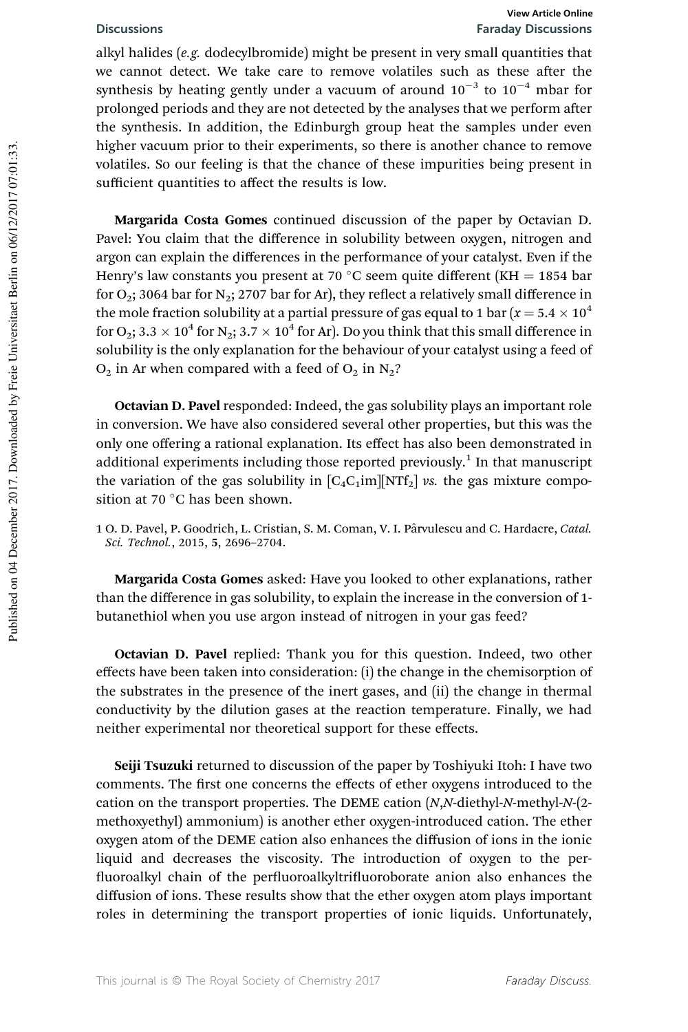alkyl halides (*e.g.* dodecylbromide) might be present in very small quantities that we cannot detect. We take care to remove volatiles such as these after the synthesis by heating gently under a vacuum of around $10^{-3}$ to $10^{-4}$ mbar for prolonged periods and they are not detected by the analyses that we perform after the synthesis. In addition, the Edinburgh group heat the samples under even higher vacuum prior to their experiments, so there is another chance to remove volatiles. So our feeling is that the chance of these impurities being present in sufficient quantities to affect the results is low.

**Margarida Costa Gomes** continued discussion of the paper by Octavian D. Pavel: You claim that the difference in solubility between oxygen, nitrogen and argon can explain the differences in the performance of your catalyst. Even if the Henry's law constants you present at 70 °C seem quite different (KH = 1854 bar for $O_2$; 3064 bar for $N_2$; 2707 bar for Ar), they reflect a relatively small difference in the mole fraction solubility at a partial pressure of gas equal to 1 bar ($x = 5.4 \times 10^4$ for $O_2$; $3.3 \times 10^4$ for $N_2$; $3.7 \times 10^4$ for Ar). Do you think that this small difference in solubility is the only explanation for the behaviour of your catalyst using a feed of $O_2$ in Ar when compared with a feed of $O_2$ in $N_2$?

**Octavian D. Pavel** responded: Indeed, the gas solubility plays an important role in conversion. We have also considered several other properties, but this was the only one offering a rational explanation. Its effect has also been demonstrated in additional experiments including those reported previously.[1] In that manuscript the variation of the gas solubility in $[C_4C_1im][NTf_2]$ *vs.* the gas mixture composition at 70 °C has been shown.

1 O. D. Pavel, P. Goodrich, L. Cristian, S. M. Coman, V. I. Pârvulescu and C. Hardacre, *Catal. Sci. Technol.*, 2015, **5**, 2696–2704.

**Margarida Costa Gomes** asked: Have you looked to other explanations, rather than the difference in gas solubility, to explain the increase in the conversion of 1-butanethiol when you use argon instead of nitrogen in your gas feed?

**Octavian D. Pavel** replied: Thank you for this question. Indeed, two other effects have been taken into consideration: (i) the change in the chemisorption of the substrates in the presence of the inert gases, and (ii) the change in thermal conductivity by the dilution gases at the reaction temperature. Finally, we had neither experimental nor theoretical support for these effects.

**Seiji Tsuzuki** returned to discussion of the paper by Toshiyuki Itoh: I have two comments. The first one concerns the effects of ether oxygens introduced to the cation on the transport properties. The DEME cation (*N*,*N*-diethyl-*N*-methyl-*N*-(2-methoxyethyl) ammonium) is another ether oxygen-introduced cation. The ether oxygen atom of the DEME cation also enhances the diffusion of ions in the ionic liquid and decreases the viscosity. The introduction of oxygen to the perfluoroalkyl chain of the perfluoroalkyltrifluoroborate anion also enhances the diffusion of ions. These results show that the ether oxygen atom plays important roles in determining the transport properties of ionic liquids. Unfortunately,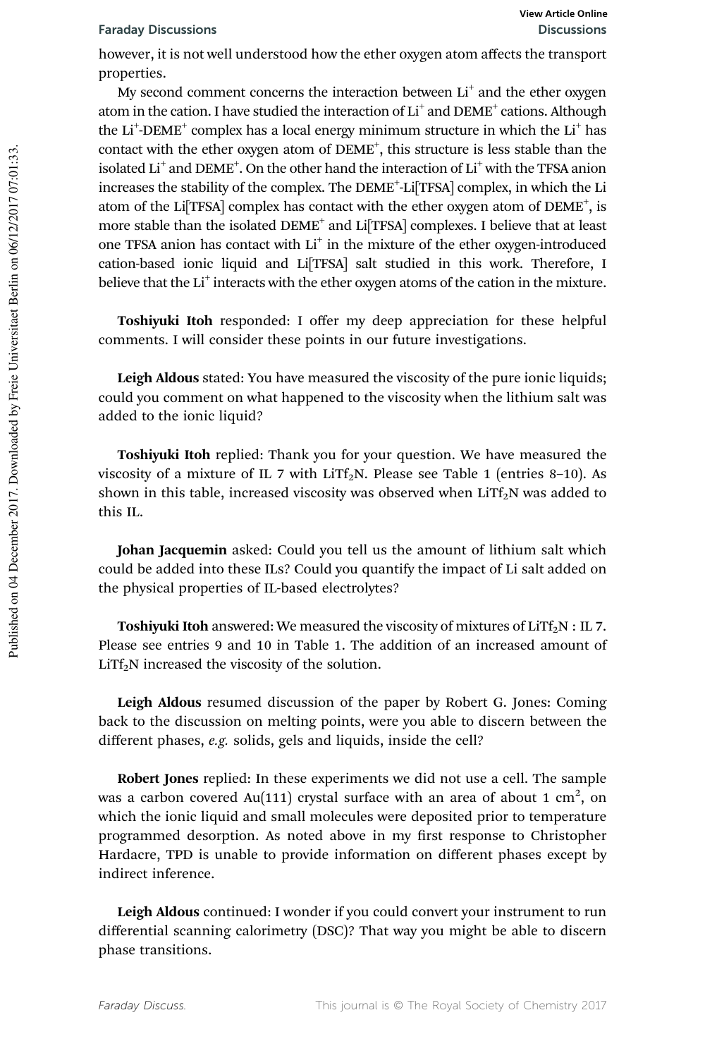however, it is not well understood how the ether oxygen atom affects the transport properties.

My second comment concerns the interaction between $Li^+$ and the ether oxygen atom in the cation. I have studied the interaction of $Li^+$ and $DEME^+$ cations. Although the $Li^+$-$DEME^+$ complex has a local energy minimum structure in which the $Li^+$ has contact with the ether oxygen atom of $DEME^+$, this structure is less stable than the isolated $Li^+$ and $DEME^+$. On the other hand the interaction of $Li^+$ with the TFSA anion increases the stability of the complex. The $DEME^+$-Li[TFSA] complex, in which the Li atom of the Li[TFSA] complex has contact with the ether oxygen atom of $DEME^+$, is more stable than the isolated $DEME^+$ and Li[TFSA] complexes. I believe that at least one TFSA anion has contact with $Li^+$ in the mixture of the ether oxygen-introduced cation-based ionic liquid and Li[TFSA] salt studied in this work. Therefore, I believe that the $Li^+$ interacts with the ether oxygen atoms of the cation in the mixture.

**Toshiyuki Itoh** responded: I offer my deep appreciation for these helpful comments. I will consider these points in our future investigations.

**Leigh Aldous** stated: You have measured the viscosity of the pure ionic liquids; could you comment on what happened to the viscosity when the lithium salt was added to the ionic liquid?

**Toshiyuki Itoh** replied: Thank you for your question. We have measured the viscosity of a mixture of IL **7** with $LiTf_2N$. Please see Table 1 (entries 8–10). As shown in this table, increased viscosity was observed when $LiTf_2N$ was added to this IL.

**Johan Jacquemin** asked: Could you tell us the amount of lithium salt which could be added into these ILs? Could you quantify the impact of Li salt added on the physical properties of IL-based electrolytes?

**Toshiyuki Itoh** answered: We measured the viscosity of mixtures of $LiTf_2N$ : IL **7**. Please see entries 9 and 10 in Table 1. The addition of an increased amount of $LiTf_2N$ increased the viscosity of the solution.

**Leigh Aldous** resumed discussion of the paper by Robert G. Jones: Coming back to the discussion on melting points, were you able to discern between the different phases, *e.g.* solids, gels and liquids, inside the cell?

**Robert Jones** replied: In these experiments we did not use a cell. The sample was a carbon covered Au(111) crystal surface with an area of about 1 $cm^2$, on which the ionic liquid and small molecules were deposited prior to temperature programmed desorption. As noted above in my first response to Christopher Hardacre, TPD is unable to provide information on different phases except by indirect inference.

**Leigh Aldous** continued: I wonder if you could convert your instrument to run differential scanning calorimetry (DSC)? That way you might be able to discern phase transitions.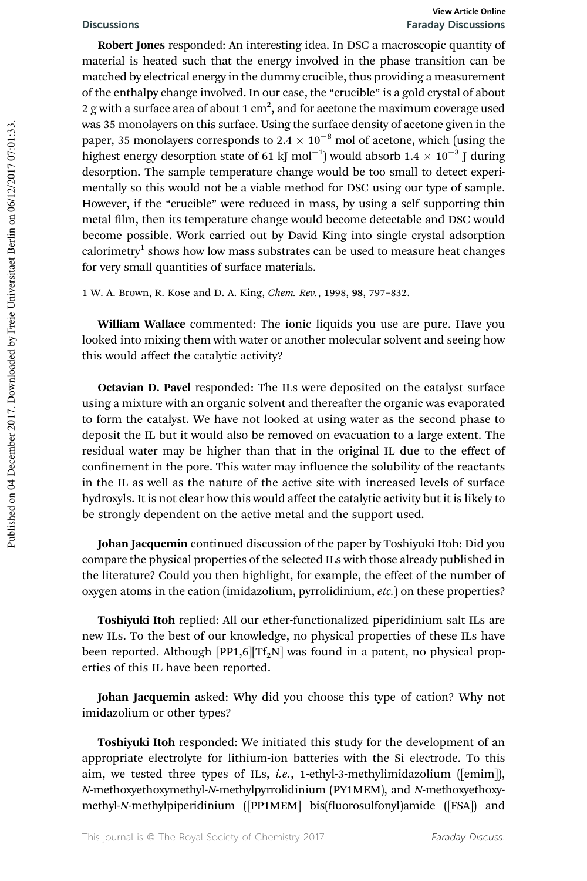**Robert Jones** responded: An interesting idea. In DSC a macroscopic quantity of material is heated such that the energy involved in the phase transition can be matched by electrical energy in the dummy crucible, thus providing a measurement of the enthalpy change involved. In our case, the "crucible" is a gold crystal of about 2 g with a surface area of about 1 $cm^2$, and for acetone the maximum coverage used was 35 monolayers on this surface. Using the surface density of acetone given in the paper, 35 monolayers corresponds to $2.4 \times 10^{-8}$ mol of acetone, which (using the highest energy desorption state of 61 kJ $mol^{-1}$) would absorb $1.4 \times 10^{-3}$ J during desorption. The sample temperature change would be too small to detect experimentally so this would not be a viable method for DSC using our type of sample. However, if the "crucible" were reduced in mass, by using a self supporting thin metal film, then its temperature change would become detectable and DSC would become possible. Work carried out by David King into single crystal adsorption calorimetry[1] shows how low mass substrates can be used to measure heat changes for very small quantities of surface materials.

1 W. A. Brown, R. Kose and D. A. King, *Chem. Rev.*, 1998, **98**, 797–832.

**William Wallace** commented: The ionic liquids you use are pure. Have you looked into mixing them with water or another molecular solvent and seeing how this would affect the catalytic activity?

**Octavian D. Pavel** responded: The ILs were deposited on the catalyst surface using a mixture with an organic solvent and thereafter the organic was evaporated to form the catalyst. We have not looked at using water as the second phase to deposit the IL but it would also be removed on evacuation to a large extent. The residual water may be higher than that in the original IL due to the effect of confinement in the pore. This water may influence the solubility of the reactants in the IL as well as the nature of the active site with increased levels of surface hydroxyls. It is not clear how this would affect the catalytic activity but it is likely to be strongly dependent on the active metal and the support used.

**Johan Jacquemin** continued discussion of the paper by Toshiyuki Itoh: Did you compare the physical properties of the selected ILs with those already published in the literature? Could you then highlight, for example, the effect of the number of oxygen atoms in the cation (imidazolium, pyrrolidinium, *etc.*) on these properties?

**Toshiyuki Itoh** replied: All our ether-functionalized piperidinium salt ILs are new ILs. To the best of our knowledge, no physical properties of these ILs have been reported. Although [PP1,6][$Tf_2N$] was found in a patent, no physical properties of this IL have been reported.

**Johan Jacquemin** asked: Why did you choose this type of cation? Why not imidazolium or other types?

**Toshiyuki Itoh** responded: We initiated this study for the development of an appropriate electrolyte for lithium-ion batteries with the Si electrode. To this aim, we tested three types of ILs, *i.e.*, 1-ethyl-3-methylimidazolium ([emim]), *N*-methoxyethoxymethyl-*N*-methylpyrrolidinium (PY1MEM), and *N*-methoxyethoxymethyl-*N*-methylpiperidinium ([PP1MEM] bis(fluorosulfonyl)amide ([FSA]) and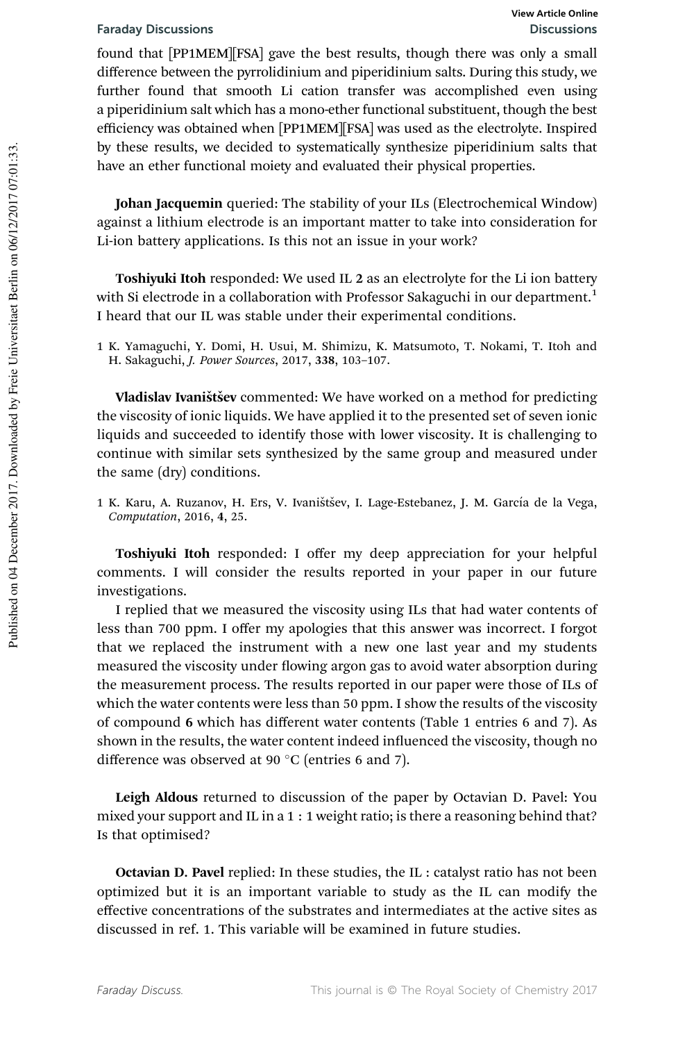found that [PP1MEM][FSA] gave the best results, though there was only a small difference between the pyrrolidinium and piperidinium salts. During this study, we further found that smooth Li cation transfer was accomplished even using a piperidinium salt which has a mono-ether functional substituent, though the best efficiency was obtained when [PP1MEM][FSA] was used as the electrolyte. Inspired by these results, we decided to systematically synthesize piperidinium salts that have an ether functional moiety and evaluated their physical properties.

**Johan Jacquemin** queried: The stability of your ILs (Electrochemical Window) against a lithium electrode is an important matter to take into consideration for Li-ion battery applications. Is this not an issue in your work?

**Toshiyuki Itoh** responded: We used IL **2** as an electrolyte for the Li ion battery with Si electrode in a collaboration with Professor Sakaguchi in our department.[1] I heard that our IL was stable under their experimental conditions.

1 K. Yamaguchi, Y. Domi, H. Usui, M. Shimizu, K. Matsumoto, T. Nokami, T. Itoh and H. Sakaguchi, *J. Power Sources*, 2017, **338**, 103–107.

**Vladislav Ivaništšev** commented: We have worked on a method for predicting the viscosity of ionic liquids. We have applied it to the presented set of seven ionic liquids and succeeded to identify those with lower viscosity. It is challenging to continue with similar sets synthesized by the same group and measured under the same (dry) conditions.

1 K. Karu, A. Ruzanov, H. Ers, V. Ivaništšev, I. Lage-Estebanez, J. M. García de la Vega, *Computation*, 2016, **4**, 25.

**Toshiyuki Itoh** responded: I offer my deep appreciation for your helpful comments. I will consider the results reported in your paper in our future investigations.

I replied that we measured the viscosity using ILs that had water contents of less than 700 ppm. I offer my apologies that this answer was incorrect. I forgot that we replaced the instrument with a new one last year and my students measured the viscosity under flowing argon gas to avoid water absorption during the measurement process. The results reported in our paper were those of ILs of which the water contents were less than 50 ppm. I show the results of the viscosity of compound **6** which has different water contents (Table 1 entries 6 and 7). As shown in the results, the water content indeed influenced the viscosity, though no difference was observed at 90 °C (entries 6 and 7).

**Leigh Aldous** returned to discussion of the paper by Octavian D. Pavel: You mixed your support and IL in a 1 : 1 weight ratio; is there a reasoning behind that? Is that optimised?

**Octavian D. Pavel** replied: In these studies, the IL : catalyst ratio has not been optimized but it is an important variable to study as the IL can modify the effective concentrations of the substrates and intermediates at the active sites as discussed in ref. 1. This variable will be examined in future studies.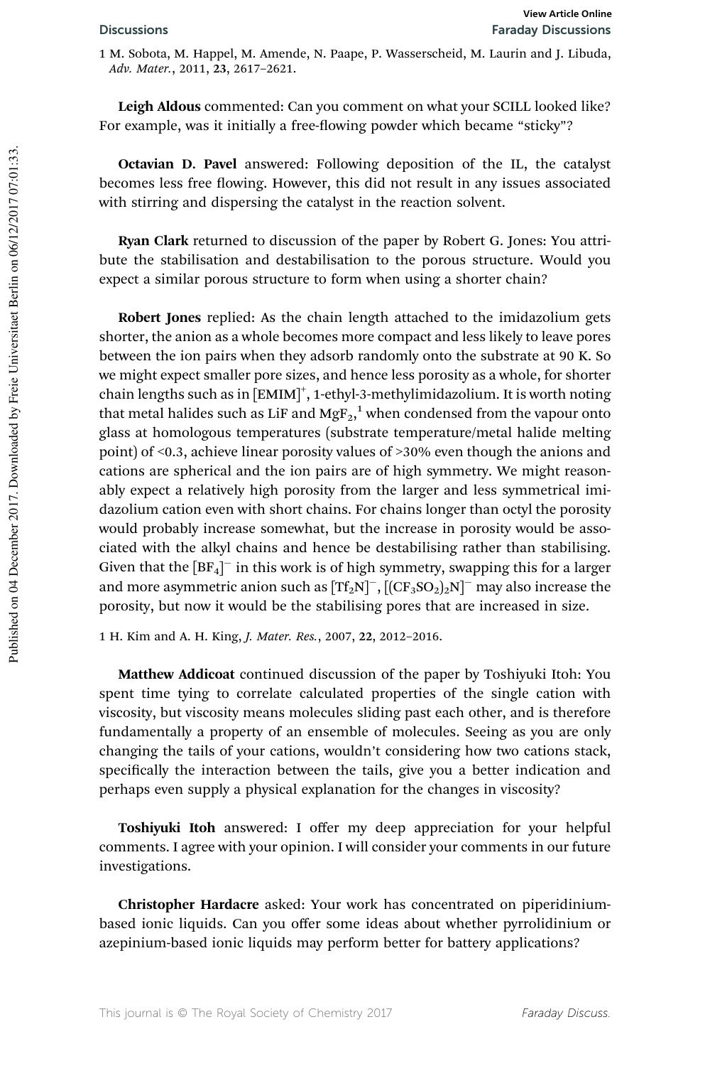1 M. Sobota, M. Happel, M. Amende, N. Paape, P. Wasserscheid, M. Laurin and J. Libuda, *Adv. Mater.*, 2011, **23**, 2617–2621.

**Leigh Aldous** commented: Can you comment on what your SCILL looked like? For example, was it initially a free-flowing powder which became "sticky"?

**Octavian D. Pavel** answered: Following deposition of the IL, the catalyst becomes less free flowing. However, this did not result in any issues associated with stirring and dispersing the catalyst in the reaction solvent.

**Ryan Clark** returned to discussion of the paper by Robert G. Jones: You attribute the stabilisation and destabilisation to the porous structure. Would you expect a similar porous structure to form when using a shorter chain?

**Robert Jones** replied: As the chain length attached to the imidazolium gets shorter, the anion as a whole becomes more compact and less likely to leave pores between the ion pairs when they adsorb randomly onto the substrate at 90 K. So we might expect smaller pore sizes, and hence less porosity as a whole, for shorter chain lengths such as in $[EMIM]^+$, 1-ethyl-3-methylimidazolium. It is worth noting that metal halides such as LiF and $MgF_2$,[1] when condensed from the vapour onto glass at homologous temperatures (substrate temperature/metal halide melting point) of <0.3, achieve linear porosity values of >30% even though the anions and cations are spherical and the ion pairs are of high symmetry. We might reasonably expect a relatively high porosity from the larger and less symmetrical imidazolium cation even with short chains. For chains longer than octyl the porosity would probably increase somewhat, but the increase in porosity would be associated with the alkyl chains and hence be destabilising rather than stabilising. Given that the $[BF_4]^-$ in this work is of high symmetry, swapping this for a larger and more asymmetric anion such as $[Tf_2N]^-$, $[(CF_3SO_2)_2N]^-$ may also increase the porosity, but now it would be the stabilising pores that are increased in size.

1 H. Kim and A. H. King, *J. Mater. Res.*, 2007, **22**, 2012–2016.

**Matthew Addicoat** continued discussion of the paper by Toshiyuki Itoh: You spent time tying to correlate calculated properties of the single cation with viscosity, but viscosity means molecules sliding past each other, and is therefore fundamentally a property of an ensemble of molecules. Seeing as you are only changing the tails of your cations, wouldn't considering how two cations stack, specifically the interaction between the tails, give you a better indication and perhaps even supply a physical explanation for the changes in viscosity?

**Toshiyuki Itoh** answered: I offer my deep appreciation for your helpful comments. I agree with your opinion. I will consider your comments in our future investigations.

**Christopher Hardacre** asked: Your work has concentrated on piperidinium-based ionic liquids. Can you offer some ideas about whether pyrrolidinium or azepinium-based ionic liquids may perform better for battery applications?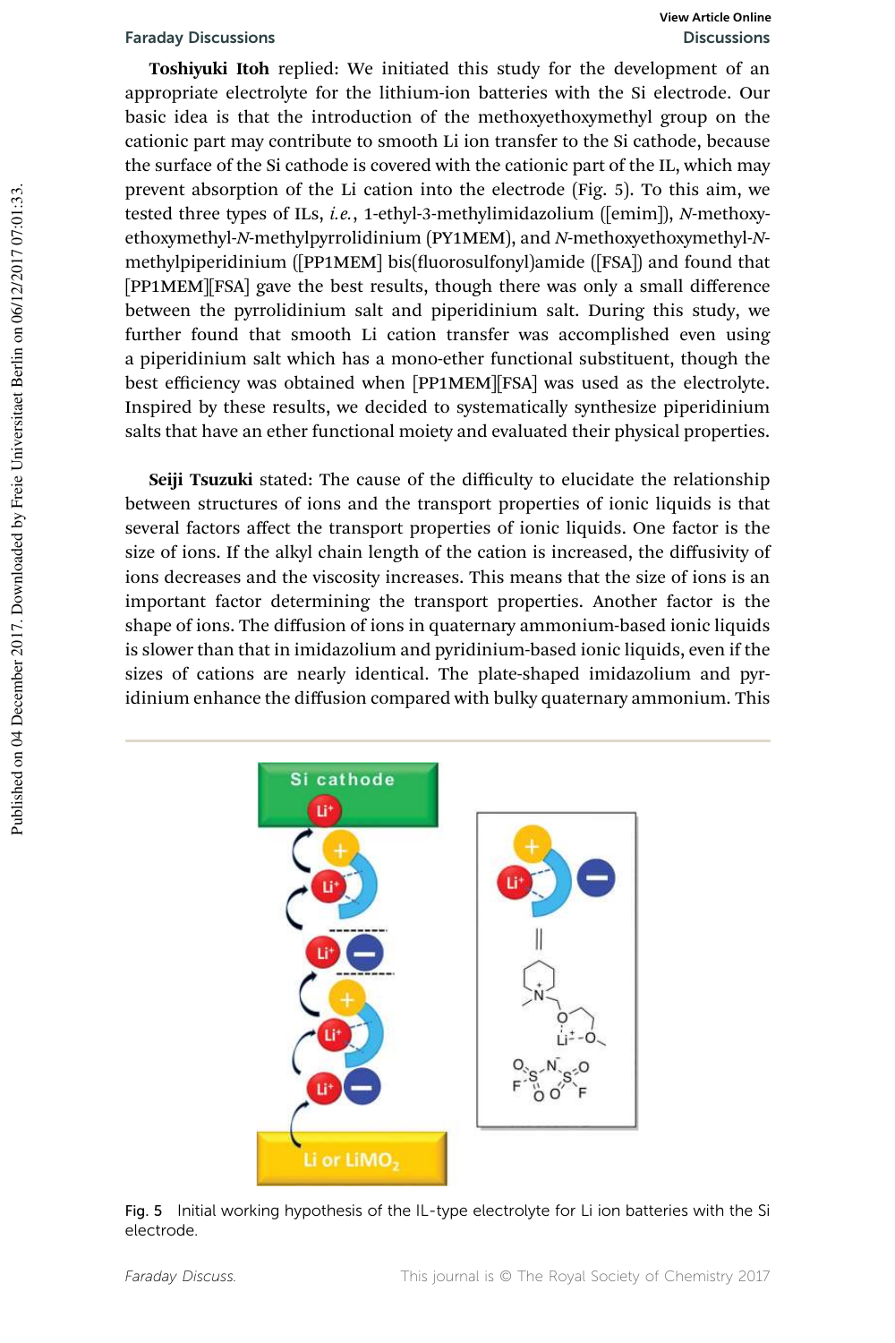**Toshiyuki Itoh** replied: We initiated this study for the development of an appropriate electrolyte for the lithium-ion batteries with the Si electrode. Our basic idea is that the introduction of the methoxyethoxymethyl group on the cationic part may contribute to smooth Li ion transfer to the Si cathode, because the surface of the Si cathode is covered with the cationic part of the IL, which may prevent absorption of the Li cation into the electrode (Fig. 5). To this aim, we tested three types of ILs, *i.e.*, 1-ethyl-3-methylimidazolium ([emim]), *N*-methoxyethoxymethyl-*N*-methylpyrrolidinium (PY1MEM), and *N*-methoxyethoxymethyl-*N*-methylpiperidinium ([PP1MEM] bis(fluorosulfonyl)amide ([FSA]) and found that [PP1MEM][FSA] gave the best results, though there was only a small difference between the pyrrolidinium salt and piperidinium salt. During this study, we further found that smooth Li cation transfer was accomplished even using a piperidinium salt which has a mono-ether functional substituent, though the best efficiency was obtained when [PP1MEM][FSA] was used as the electrolyte. Inspired by these results, we decided to systematically synthesize piperidinium salts that have an ether functional moiety and evaluated their physical properties.

**Seiji Tsuzuki** stated: The cause of the difficulty to elucidate the relationship between structures of ions and the transport properties of ionic liquids is that several factors affect the transport properties of ionic liquids. One factor is the size of ions. If the alkyl chain length of the cation is increased, the diffusivity of ions decreases and the viscosity increases. This means that the size of ions is an important factor determining the transport properties. Another factor is the shape of ions. The diffusion of ions in quaternary ammonium-based ionic liquids is slower than that in imidazolium and pyridinium-based ionic liquids, even if the sizes of cations are nearly identical. The plate-shaped imidazolium and pyridinium enhance the diffusion compared with bulky quaternary ammonium. This

Fig. 5 Initial working hypothesis of the IL-type electrolyte for Li ion batteries with the Si electrode.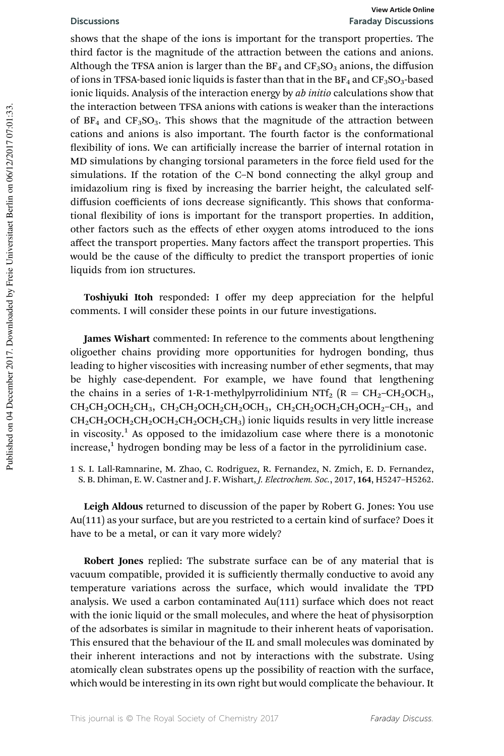shows that the shape of the ions is important for the transport properties. The third factor is the magnitude of the attraction between the cations and anions. Although the TFSA anion is larger than the $BF_4$ and $CF_3SO_3$ anions, the diffusion of ions in TFSA-based ionic liquids is faster than that in the $BF_4$ and $CF_3SO_3$-based ionic liquids. Analysis of the interaction energy by *ab initio* calculations show that the interaction between TFSA anions with cations is weaker than the interactions of $BF_4$ and $CF_3SO_3$. This shows that the magnitude of the attraction between cations and anions is also important. The fourth factor is the conformational flexibility of ions. We can artificially increase the barrier of internal rotation in MD simulations by changing torsional parameters in the force field used for the simulations. If the rotation of the C–N bond connecting the alkyl group and imidazolium ring is fixed by increasing the barrier height, the calculated self-diffusion coefficients of ions decrease significantly. This shows that conformational flexibility of ions is important for the transport properties. In addition, other factors such as the effects of ether oxygen atoms introduced to the ions affect the transport properties. Many factors affect the transport properties. This would be the cause of the difficulty to predict the transport properties of ionic liquids from ion structures.

**Toshiyuki Itoh** responded: I offer my deep appreciation for the helpful comments. I will consider these points in our future investigations.

**James Wishart** commented: In reference to the comments about lengthening oligoether chains providing more opportunities for hydrogen bonding, thus leading to higher viscosities with increasing number of ether segments, that may be highly case-dependent. For example, we have found that lengthening the chains in a series of 1-R-1-methylpyrrolidinium $NTf_2$ (R = $CH_2$–$CH_2OCH_3$, $CH_2CH_2OCH_2CH_3$, $CH_2CH_2OCH_2CH_2OCH_3$, $CH_2CH_2OCH_2CH_2OCH_2$–$CH_3$, and $CH_2CH_2OCH_2CH_2OCH_2CH_2OCH_2CH_3$) ionic liquids results in very little increase in viscosity.[1] As opposed to the imidazolium case where there is a monotonic increase,[1] hydrogen bonding may be less of a factor in the pyrrolidinium case.

1 S. I. Lall-Ramnarine, M. Zhao, C. Rodriguez, R. Fernandez, N. Zmich, E. D. Fernandez, S. B. Dhiman, E. W. Castner and J. F. Wishart, *J. Electrochem. Soc.*, 2017, **164**, H5247–H5262.

**Leigh Aldous** returned to discussion of the paper by Robert G. Jones: You use Au(111) as your surface, but are you restricted to a certain kind of surface? Does it have to be a metal, or can it vary more widely?

**Robert Jones** replied: The substrate surface can be of any material that is vacuum compatible, provided it is sufficiently thermally conductive to avoid any temperature variations across the surface, which would invalidate the TPD analysis. We used a carbon contaminated Au(111) surface which does not react with the ionic liquid or the small molecules, and where the heat of physisorption of the adsorbates is similar in magnitude to their inherent heats of vaporisation. This ensured that the behaviour of the IL and small molecules was dominated by their inherent interactions and not by interactions with the substrate. Using atomically clean substrates opens up the possibility of reaction with the surface, which would be interesting in its own right but would complicate the behaviour. It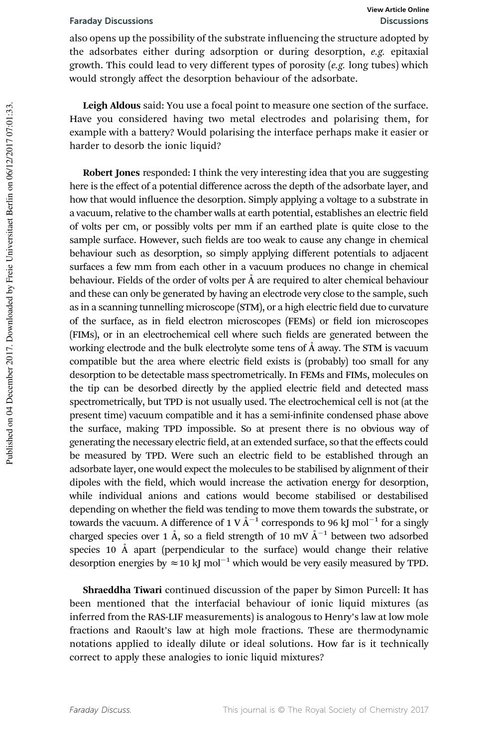also opens up the possibility of the substrate influencing the structure adopted by the adsorbates either during adsorption or during desorption, *e.g.* epitaxial growth. This could lead to very different types of porosity (*e.g.* long tubes) which would strongly affect the desorption behaviour of the adsorbate.

**Leigh Aldous** said: You use a focal point to measure one section of the surface. Have you considered having two metal electrodes and polarising them, for example with a battery? Would polarising the interface perhaps make it easier or harder to desorb the ionic liquid?

**Robert Jones** responded: I think the very interesting idea that you are suggesting here is the effect of a potential difference across the depth of the adsorbate layer, and how that would influence the desorption. Simply applying a voltage to a substrate in a vacuum, relative to the chamber walls at earth potential, establishes an electric field of volts per cm, or possibly volts per mm if an earthed plate is quite close to the sample surface. However, such fields are too weak to cause any change in chemical behaviour such as desorption, so simply applying different potentials to adjacent surfaces a few mm from each other in a vacuum produces no change in chemical behaviour. Fields of the order of volts per Å are required to alter chemical behaviour and these can only be generated by having an electrode very close to the sample, such as in a scanning tunnelling microscope (STM), or a high electric field due to curvature of the surface, as in field electron microscopes (FEMs) or field ion microscopes (FIMs), or in an electrochemical cell where such fields are generated between the working electrode and the bulk electrolyte some tens of Å away. The STM is vacuum compatible but the area where electric field exists is (probably) too small for any desorption to be detectable mass spectrometrically. In FEMs and FIMs, molecules on the tip can be desorbed directly by the applied electric field and detected mass spectrometrically, but TPD is not usually used. The electrochemical cell is not (at the present time) vacuum compatible and it has a semi-infinite condensed phase above the surface, making TPD impossible. So at present there is no obvious way of generating the necessary electric field, at an extended surface, so that the effects could be measured by TPD. Were such an electric field to be established through an adsorbate layer, one would expect the molecules to be stabilised by alignment of their dipoles with the field, which would increase the activation energy for desorption, while individual anions and cations would become stabilised or destabilised depending on whether the field was tending to move them towards the substrate, or towards the vacuum. A difference of 1 V $Å^{-1}$ corresponds to 96 kJ $mol^{-1}$ for a singly charged species over 1 Å, so a field strength of 10 mV $Å^{-1}$ between two adsorbed species 10 Å apart (perpendicular to the surface) would change their relative desorption energies by $\approx$10 kJ $mol^{-1}$ which would be very easily measured by TPD.

**Shraeddha Tiwari** continued discussion of the paper by Simon Purcell: It has been mentioned that the interfacial behaviour of ionic liquid mixtures (as inferred from the RAS-LIF measurements) is analogous to Henry's law at low mole fractions and Raoult's law at high mole fractions. These are thermodynamic notations applied to ideally dilute or ideal solutions. How far is it technically correct to apply these analogies to ionic liquid mixtures?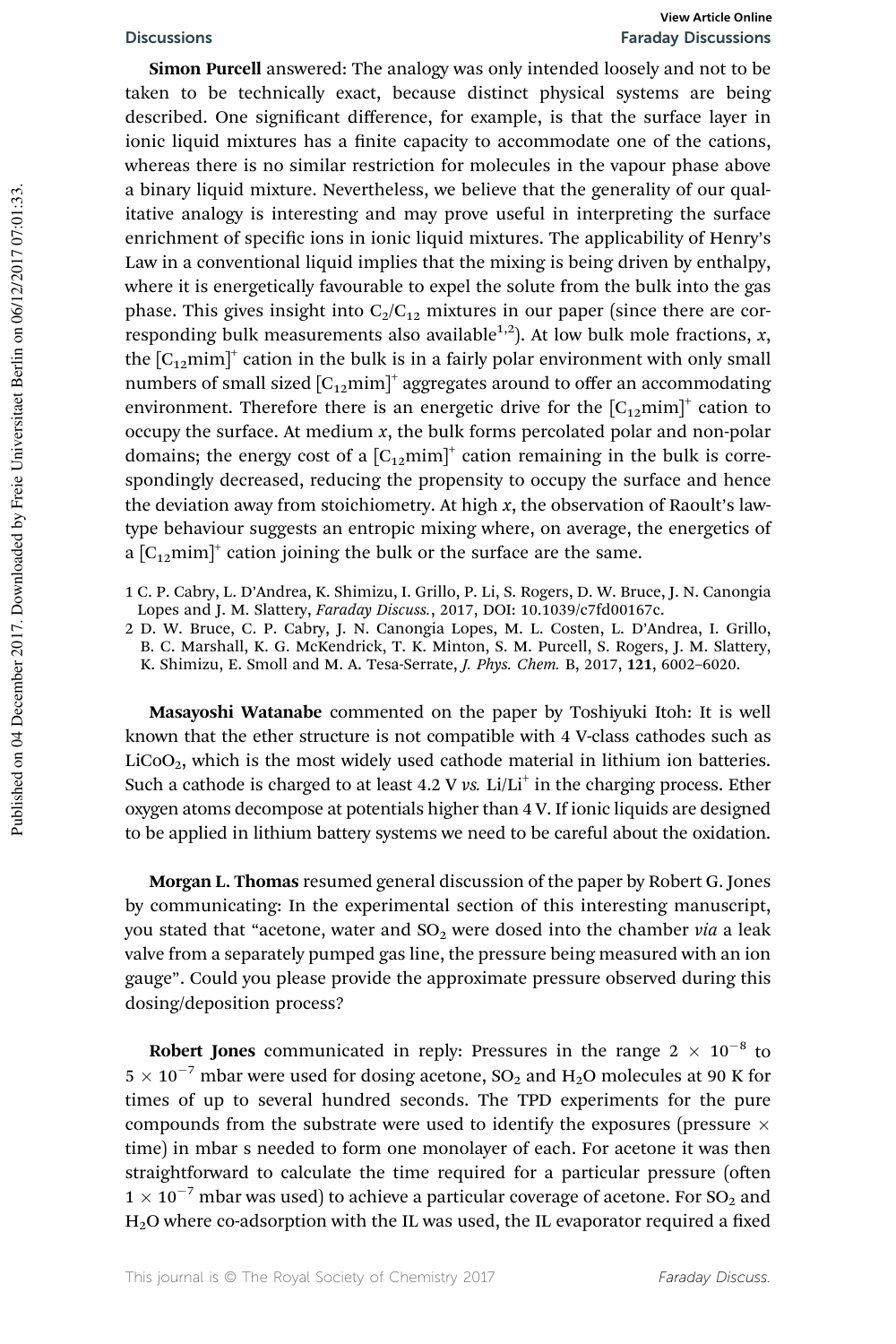**Simon Purcell** answered: The analogy was only intended loosely and not to be taken to be technically exact, because distinct physical systems are being described. One significant difference, for example, is that the surface layer in ionic liquid mixtures has a finite capacity to accommodate one of the cations, whereas there is no similar restriction for molecules in the vapour phase above a binary liquid mixture. Nevertheless, we believe that the generality of our qualitative analogy is interesting and may prove useful in interpreting the surface enrichment of specific ions in ionic liquid mixtures. The applicability of Henry's Law in a conventional liquid implies that the mixing is being driven by enthalpy, where it is energetically favourable to expel the solute from the bulk into the gas phase. This gives insight into $C_2/C_{12}$ mixtures in our paper (since there are corresponding bulk measurements also available[1,2]). At low bulk mole fractions, $x$, the $[C_{12}mim]^+$ cation in the bulk is in a fairly polar environment with only small numbers of small sized $[C_{12}mim]^+$ aggregates around to offer an accommodating environment. Therefore there is an energetic drive for the $[C_{12}mim]^+$ cation to occupy the surface. At medium $x$, the bulk forms percolated polar and non-polar domains; the energy cost of a $[C_{12}mim]^+$ cation remaining in the bulk is correspondingly decreased, reducing the propensity to occupy the surface and hence the deviation away from stoichiometry. At high $x$, the observation of Raoult's law-type behaviour suggests an entropic mixing where, on average, the energetics of a $[C_{12}mim]^+$ cation joining the bulk or the surface are the same.

1 C. P. Cabry, L. D'Andrea, K. Shimizu, I. Grillo, P. Li, S. Rogers, D. W. Bruce, J. N. Canongia Lopes and J. M. Slattery, *Faraday Discuss.*, 2017, DOI: 10.1039/c7fd00167c.

2 D. W. Bruce, C. P. Cabry, J. N. Canongia Lopes, M. L. Costen, L. D'Andrea, I. Grillo, B. C. Marshall, K. G. McKendrick, T. K. Minton, S. M. Purcell, S. Rogers, J. M. Slattery, K. Shimizu, E. Smoll and M. A. Tesa-Serrate, *J. Phys. Chem. B*, 2017, **121**, 6002–6020.

**Masayoshi Watanabe** commented on the paper by Toshiyuki Itoh: It is well known that the ether structure is not compatible with 4 V-class cathodes such as $LiCoO_2$, which is the most widely used cathode material in lithium ion batteries. Such a cathode is charged to at least 4.2 V *vs.* $Li/Li^+$ in the charging process. Ether oxygen atoms decompose at potentials higher than 4 V. If ionic liquids are designed to be applied in lithium battery systems we need to be careful about the oxidation.

**Morgan L. Thomas** resumed general discussion of the paper by Robert G. Jones by communicating: In the experimental section of this interesting manuscript, you stated that "acetone, water and $SO_2$ were dosed into the chamber *via* a leak valve from a separately pumped gas line, the pressure being measured with an ion gauge". Could you please provide the approximate pressure observed during this dosing/deposition process?

**Robert Jones** communicated in reply: Pressures in the range $2 \times 10^{-8}$ to $5 \times 10^{-7}$ mbar were used for dosing acetone, $SO_2$ and $H_2O$ molecules at 90 K for times of up to several hundred seconds. The TPD experiments for the pure compounds from the substrate were used to identify the exposures (pressure × time) in mbar s needed to form one monolayer of each. For acetone it was then straightforward to calculate the time required for a particular pressure (often $1 \times 10^{-7}$ mbar was used) to achieve a particular coverage of acetone. For $SO_2$ and $H_2O$ where co-adsorption with the IL was used, the IL evaporator required a fixed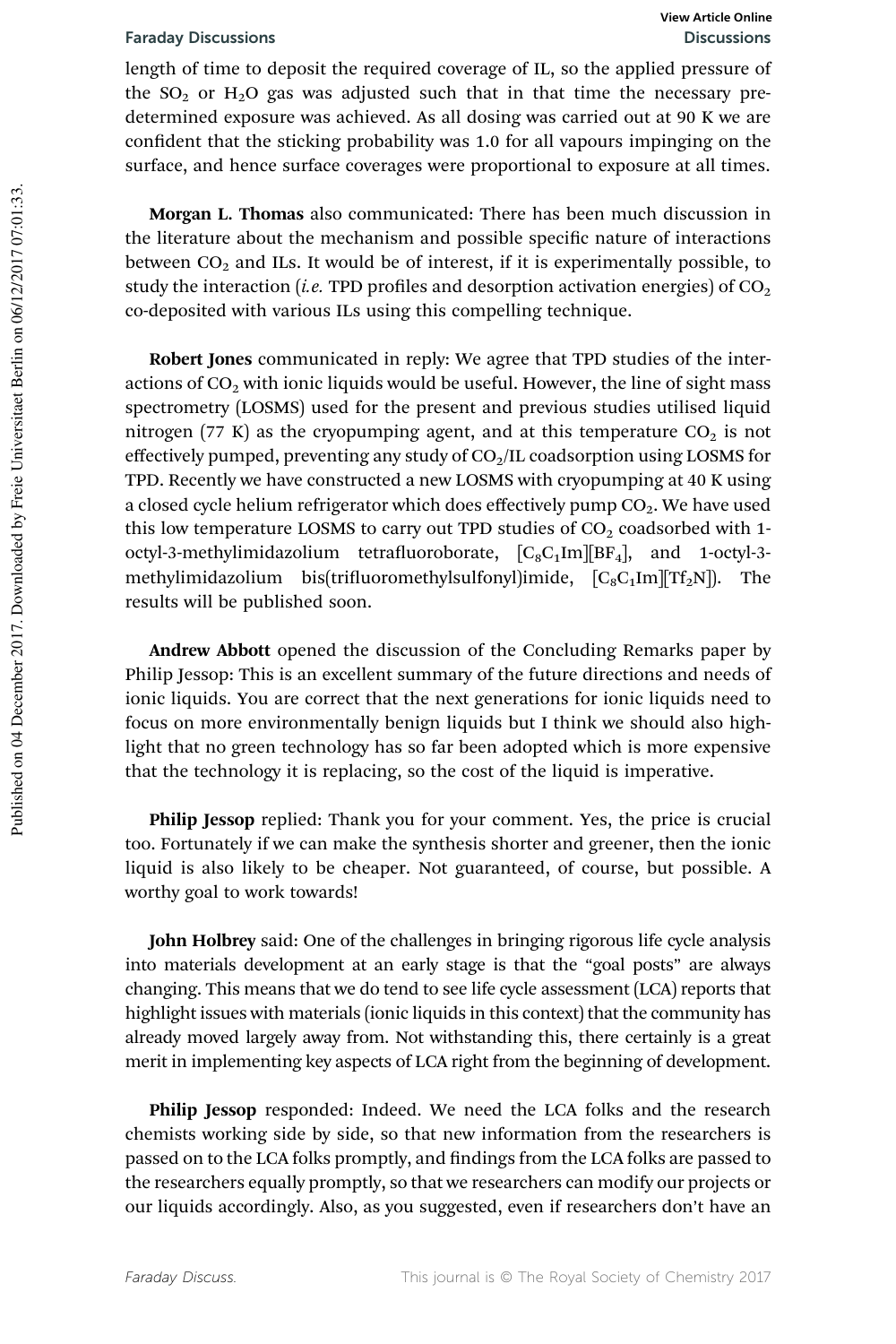length of time to deposit the required coverage of IL, so the applied pressure of the $SO_2$ or $H_2O$ gas was adjusted such that in that time the necessary predetermined exposure was achieved. As all dosing was carried out at 90 K we are confident that the sticking probability was 1.0 for all vapours impinging on the surface, and hence surface coverages were proportional to exposure at all times.

**Morgan L. Thomas** also communicated: There has been much discussion in the literature about the mechanism and possible specific nature of interactions between $CO_2$ and ILs. It would be of interest, if it is experimentally possible, to study the interaction (*i.e.* TPD profiles and desorption activation energies) of $CO_2$ co-deposited with various ILs using this compelling technique.

**Robert Jones** communicated in reply: We agree that TPD studies of the interactions of $CO_2$ with ionic liquids would be useful. However, the line of sight mass spectrometry (LOSMS) used for the present and previous studies utilised liquid nitrogen (77 K) as the cryopumping agent, and at this temperature $CO_2$ is not effectively pumped, preventing any study of $CO_2$/IL coadsorption using LOSMS for TPD. Recently we have constructed a new LOSMS with cryopumping at 40 K using a closed cycle helium refrigerator which does effectively pump $CO_2$. We have used this low temperature LOSMS to carry out TPD studies of $CO_2$ coadsorbed with 1-octyl-3-methylimidazolium tetrafluoroborate, $[C_8C_1Im][BF_4]$, and 1-octyl-3-methylimidazolium bis(trifluoromethylsulfonyl)imide, $[C_8C_1Im][Tf_2N]$). The results will be published soon.

**Andrew Abbott** opened the discussion of the Concluding Remarks paper by Philip Jessop: This is an excellent summary of the future directions and needs of ionic liquids. You are correct that the next generations for ionic liquids need to focus on more environmentally benign liquids but I think we should also highlight that no green technology has so far been adopted which is more expensive that the technology it is replacing, so the cost of the liquid is imperative.

**Philip Jessop** replied: Thank you for your comment. Yes, the price is crucial too. Fortunately if we can make the synthesis shorter and greener, then the ionic liquid is also likely to be cheaper. Not guaranteed, of course, but possible. A worthy goal to work towards!

**John Holbrey** said: One of the challenges in bringing rigorous life cycle analysis into materials development at an early stage is that the "goal posts" are always changing. This means that we do tend to see life cycle assessment (LCA) reports that highlight issues with materials (ionic liquids in this context) that the community has already moved largely away from. Not withstanding this, there certainly is a great merit in implementing key aspects of LCA right from the beginning of development.

**Philip Jessop** responded: Indeed. We need the LCA folks and the research chemists working side by side, so that new information from the researchers is passed on to the LCA folks promptly, and findings from the LCA folks are passed to the researchers equally promptly, so that we researchers can modify our projects or our liquids accordingly. Also, as you suggested, even if researchers don't have an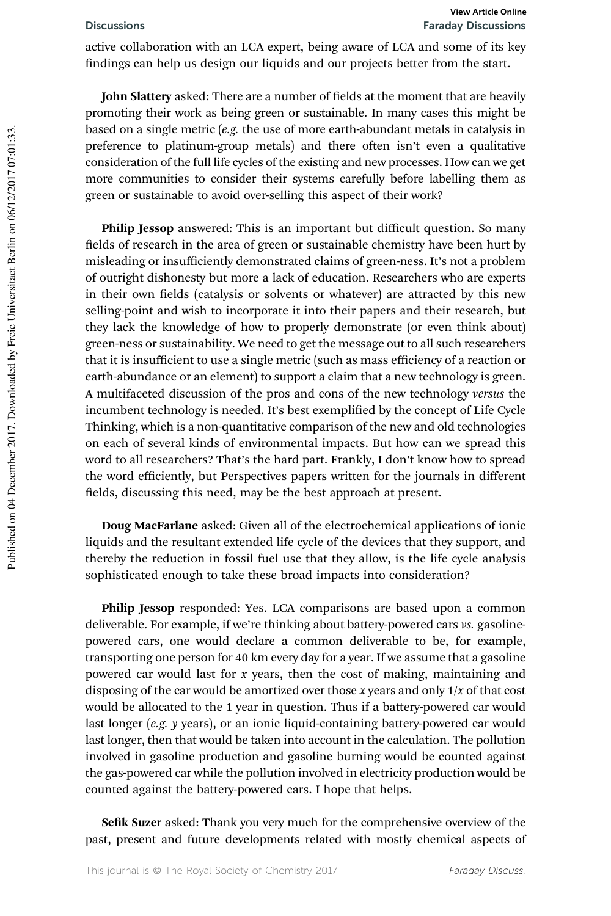active collaboration with an LCA expert, being aware of LCA and some of its key findings can help us design our liquids and our projects better from the start.

**John Slattery** asked: There are a number of fields at the moment that are heavily promoting their work as being green or sustainable. In many cases this might be based on a single metric (*e.g.* the use of more earth-abundant metals in catalysis in preference to platinum-group metals) and there often isn't even a qualitative consideration of the full life cycles of the existing and new processes. How can we get more communities to consider their systems carefully before labelling them as green or sustainable to avoid over-selling this aspect of their work?

**Philip Jessop** answered: This is an important but difficult question. So many fields of research in the area of green or sustainable chemistry have been hurt by misleading or insufficiently demonstrated claims of green-ness. It's not a problem of outright dishonesty but more a lack of education. Researchers who are experts in their own fields (catalysis or solvents or whatever) are attracted by this new selling-point and wish to incorporate it into their papers and their research, but they lack the knowledge of how to properly demonstrate (or even think about) green-ness or sustainability. We need to get the message out to all such researchers that it is insufficient to use a single metric (such as mass efficiency of a reaction or earth-abundance or an element) to support a claim that a new technology is green. A multifaceted discussion of the pros and cons of the new technology *versus* the incumbent technology is needed. It's best exemplified by the concept of Life Cycle Thinking, which is a non-quantitative comparison of the new and old technologies on each of several kinds of environmental impacts. But how can we spread this word to all researchers? That's the hard part. Frankly, I don't know how to spread the word efficiently, but Perspectives papers written for the journals in different fields, discussing this need, may be the best approach at present.

**Doug MacFarlane** asked: Given all of the electrochemical applications of ionic liquids and the resultant extended life cycle of the devices that they support, and thereby the reduction in fossil fuel use that they allow, is the life cycle analysis sophisticated enough to take these broad impacts into consideration?

**Philip Jessop** responded: Yes. LCA comparisons are based upon a common deliverable. For example, if we're thinking about battery-powered cars *vs.* gasoline-powered cars, one would declare a common deliverable to be, for example, transporting one person for 40 km every day for a year. If we assume that a gasoline powered car would last for $x$ years, then the cost of making, maintaining and disposing of the car would be amortized over those $x$ years and only $1/x$ of that cost would be allocated to the 1 year in question. Thus if a battery-powered car would last longer (*e.g.* $y$ years), or an ionic liquid-containing battery-powered car would last longer, then that would be taken into account in the calculation. The pollution involved in gasoline production and gasoline burning would be counted against the gas-powered car while the pollution involved in electricity production would be counted against the battery-powered cars. I hope that helps.

**Sefik Suzer** asked: Thank you very much for the comprehensive overview of the past, present and future developments related with mostly chemical aspects of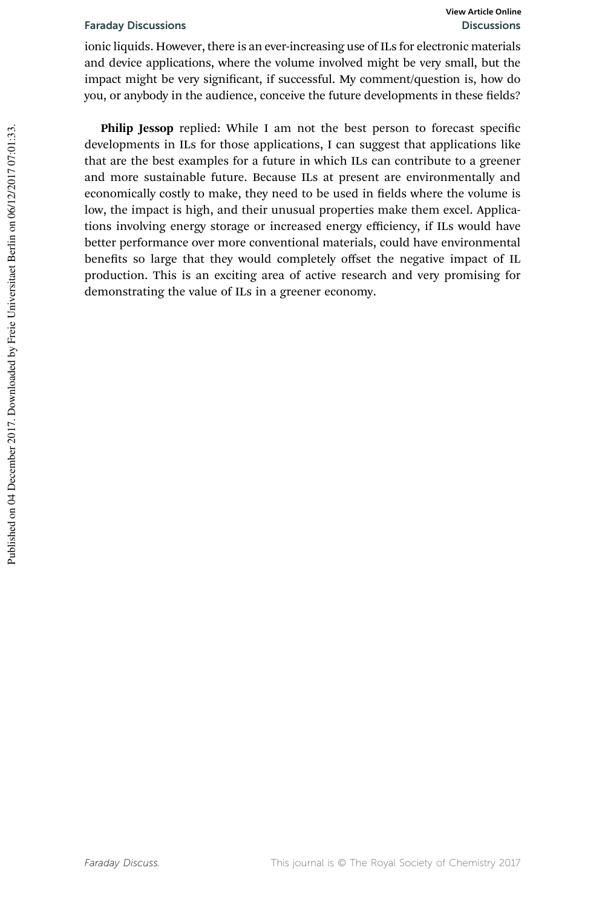ionic liquids. However, there is an ever-increasing use of ILs for electronic materials and device applications, where the volume involved might be very small, but the impact might be very significant, if successful. My comment/question is, how do you, or anybody in the audience, conceive the future developments in these fields?

**Philip Jessop** replied: While I am not the best person to forecast specific developments in ILs for those applications, I can suggest that applications like that are the best examples for a future in which ILs can contribute to a greener and more sustainable future. Because ILs at present are environmentally and economically costly to make, they need to be used in fields where the volume is low, the impact is high, and their unusual properties make them excel. Applications involving energy storage or increased energy efficiency, if ILs would have better performance over more conventional materials, could have environmental benefits so large that they would completely offset the negative impact of IL production. This is an exciting area of active research and very promising for demonstrating the value of ILs in a greener economy.